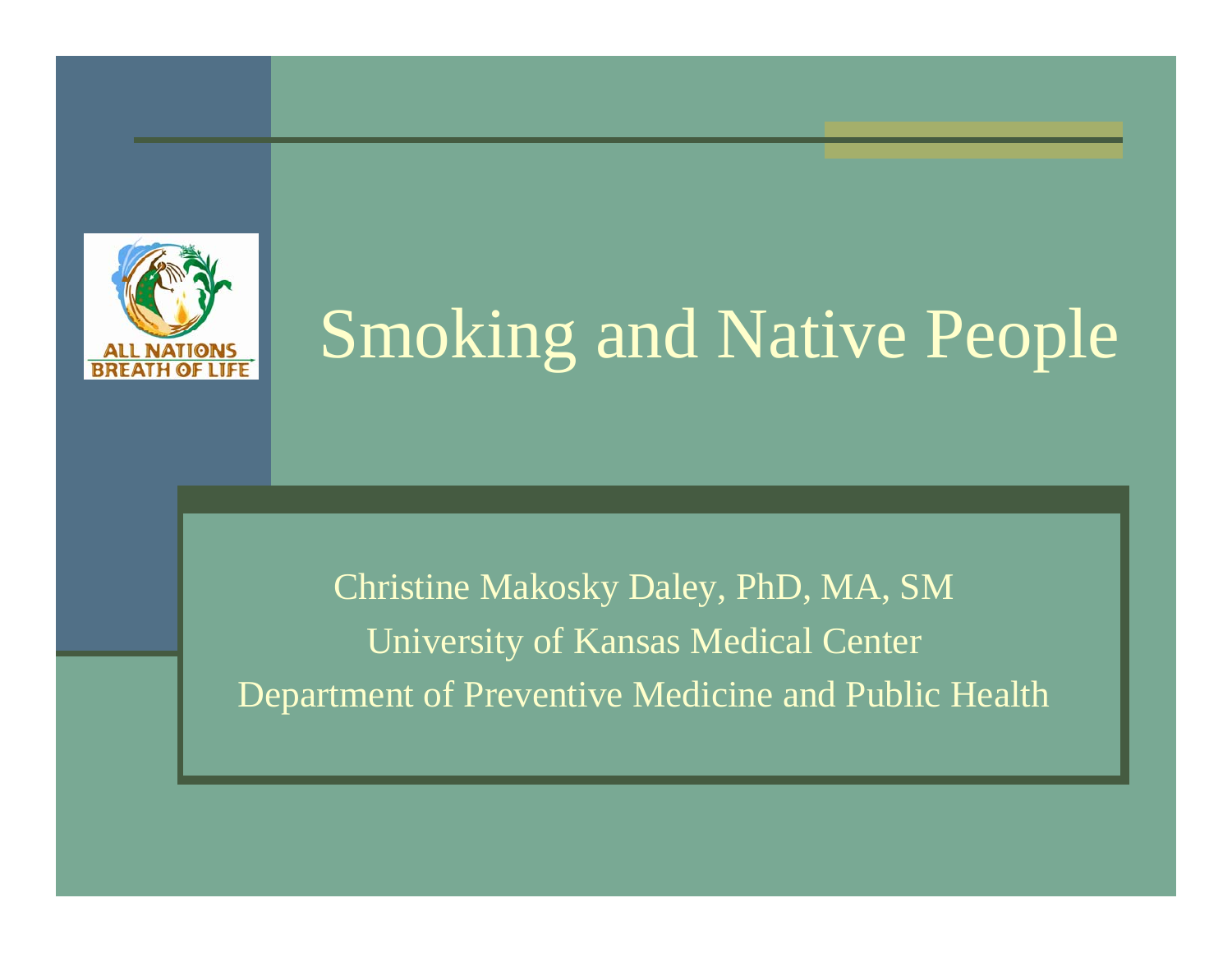ALL NATIONS BREATH OF LIFE

# Smoking and Native People

Christine Makosky Daley, PhD, MA, SM

University of Kansas Medical Center

Department of Preventive Medicine and Public Health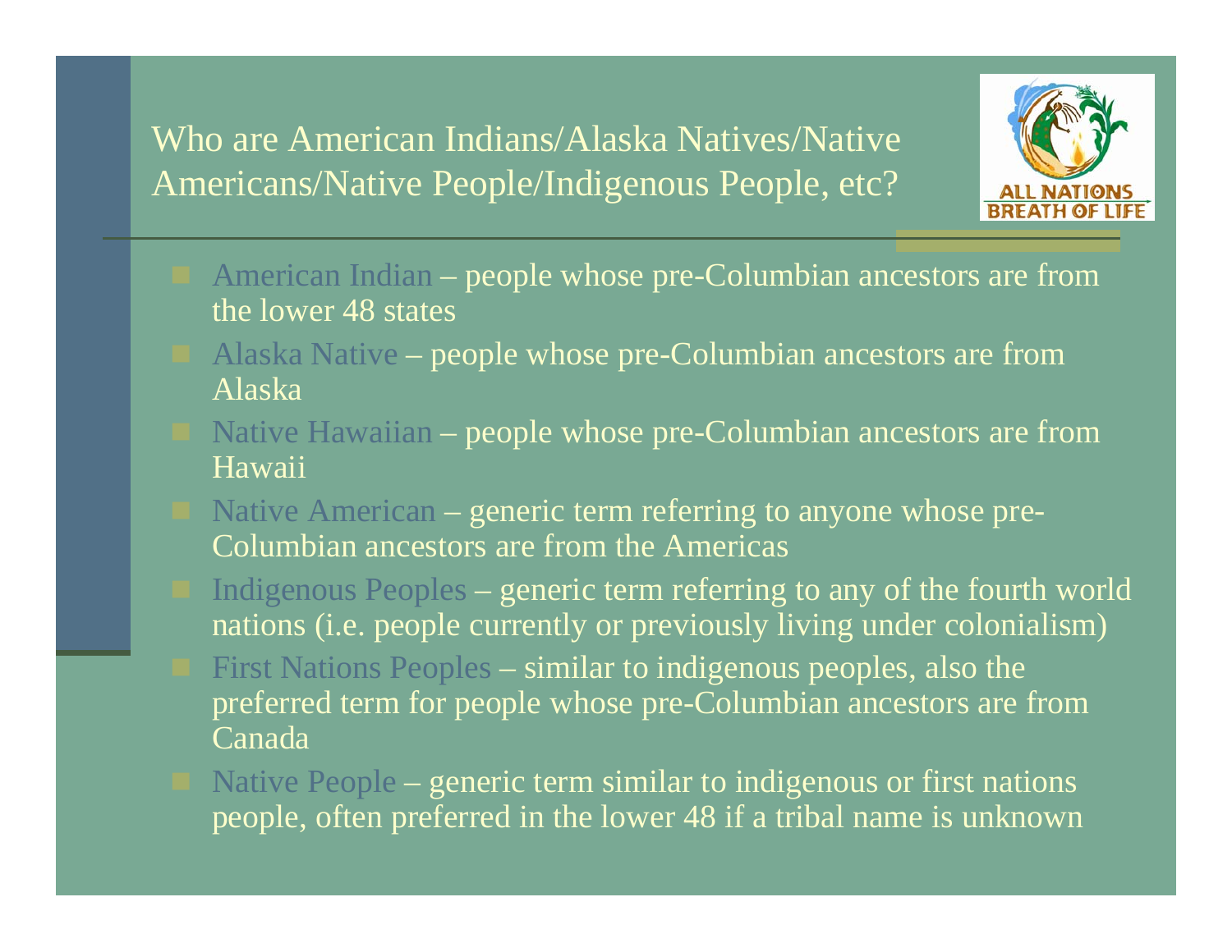# Who are American Indians/Alaska Natives/Native Americans/Native People/Indigenous People, etc?

- American Indian – people whose pre-Columbian ancestors are from the lower 48 states
- Alaska Native – people whose pre-Columbian ancestors are from Alaska
- Native Hawaiian – people whose pre-Columbian ancestors are from Hawaii
- Native American – generic term referring to anyone whose pre-Columbian ancestors are from the Americas
- Indigenous Peoples – generic term referring to any of the fourth world nations (i.e. people currently or previously living under colonialism)
- First Nations Peoples – similar to indigenous peoples, also the preferred term for people whose pre-Columbian ancestors are from Canada
- Native People – generic term similar to indigenous or first nations people, often preferred in the lower 48 if a tribal name is unknown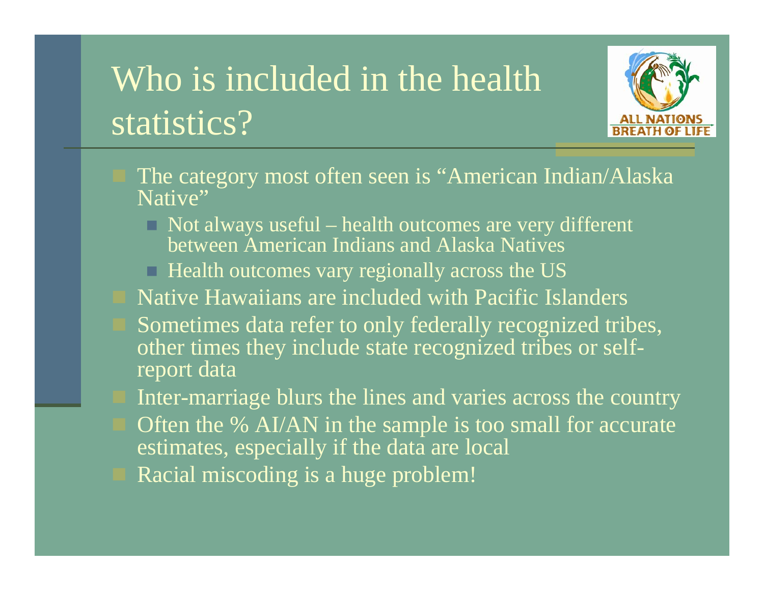# Who is included in the health statistics?

- The category most often seen is "American Indian/Alaska Native"
  - Not always useful – health outcomes are very different between American Indians and Alaska Natives
  - Health outcomes vary regionally across the US
- Native Hawaiians are included with Pacific Islanders
- Sometimes data refer to only federally recognized tribes, other times they include state recognized tribes or self-report data
- Inter-marriage blurs the lines and varies across the country
- Often the % AI/AN in the sample is too small for accurate estimates, especially if the data are local
- Racial miscoding is a huge problem!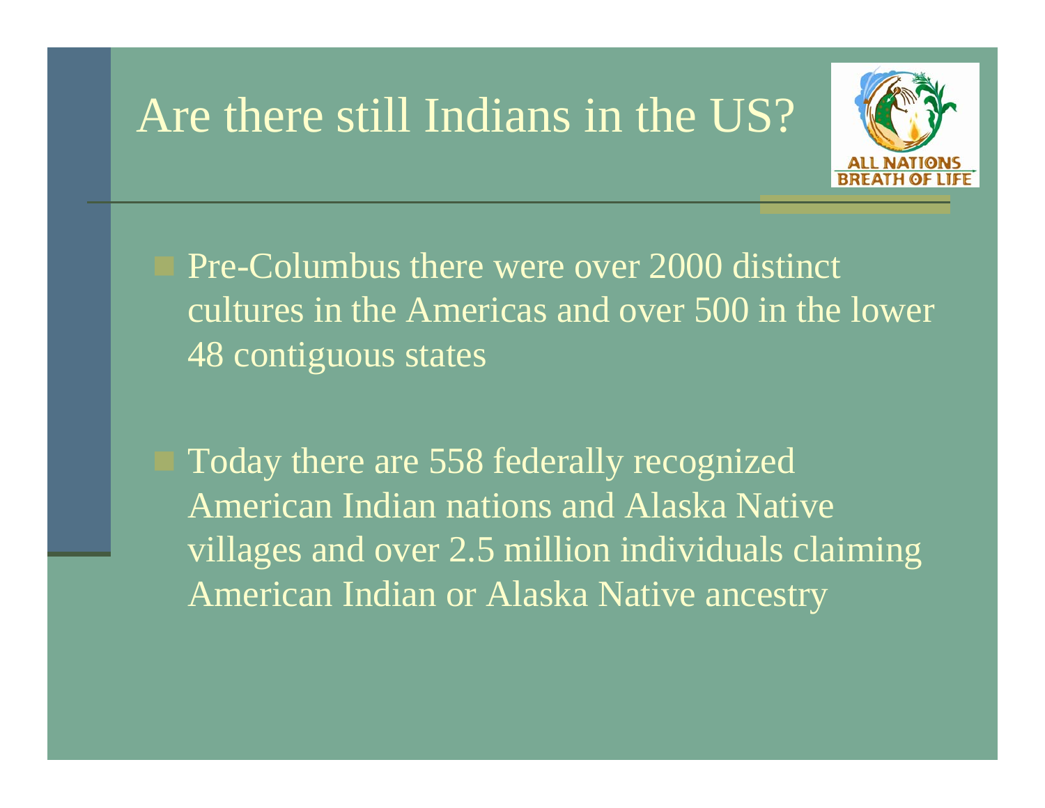# Are there still Indians in the US?

- Pre-Columbus there were over 2000 distinct cultures in the Americas and over 500 in the lower 48 contiguous states
- Today there are 558 federally recognized American Indian nations and Alaska Native villages and over 2.5 million individuals claiming American Indian or Alaska Native ancestry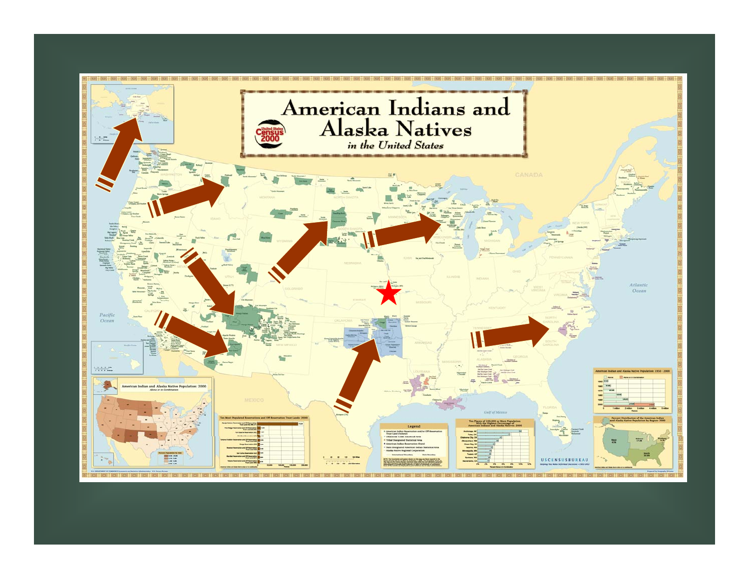# American Indians and Alaska Natives

*in the United States*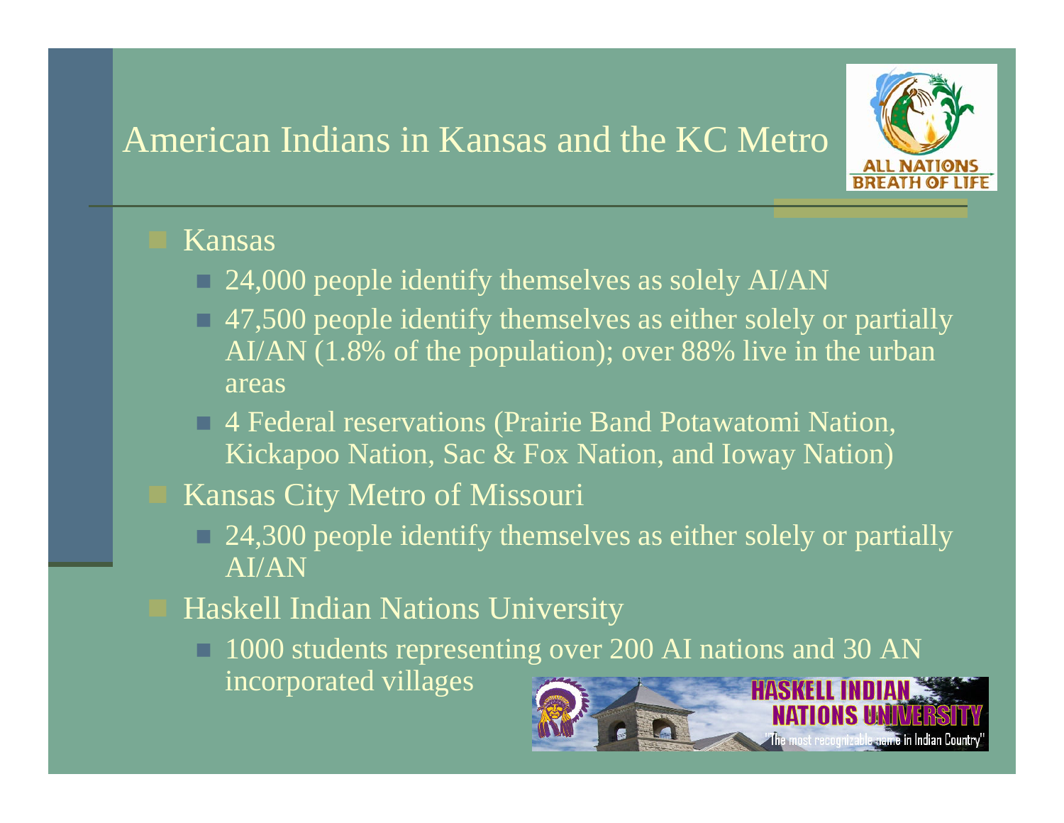# American Indians in Kansas and the KC Metro

- Kansas
  - 24,000 people identify themselves as solely AI/AN
  - 47,500 people identify themselves as either solely or partially AI/AN (1.8% of the population); over 88% live in the urban areas
  - 4 Federal reservations (Prairie Band Potawatomi Nation, Kickapoo Nation, Sac & Fox Nation, and Ioway Nation)
- Kansas City Metro of Missouri
  - 24,300 people identify themselves as either solely or partially AI/AN
- Haskell Indian Nations University
  - 1000 students representing over 200 AI nations and 30 AN incorporated villages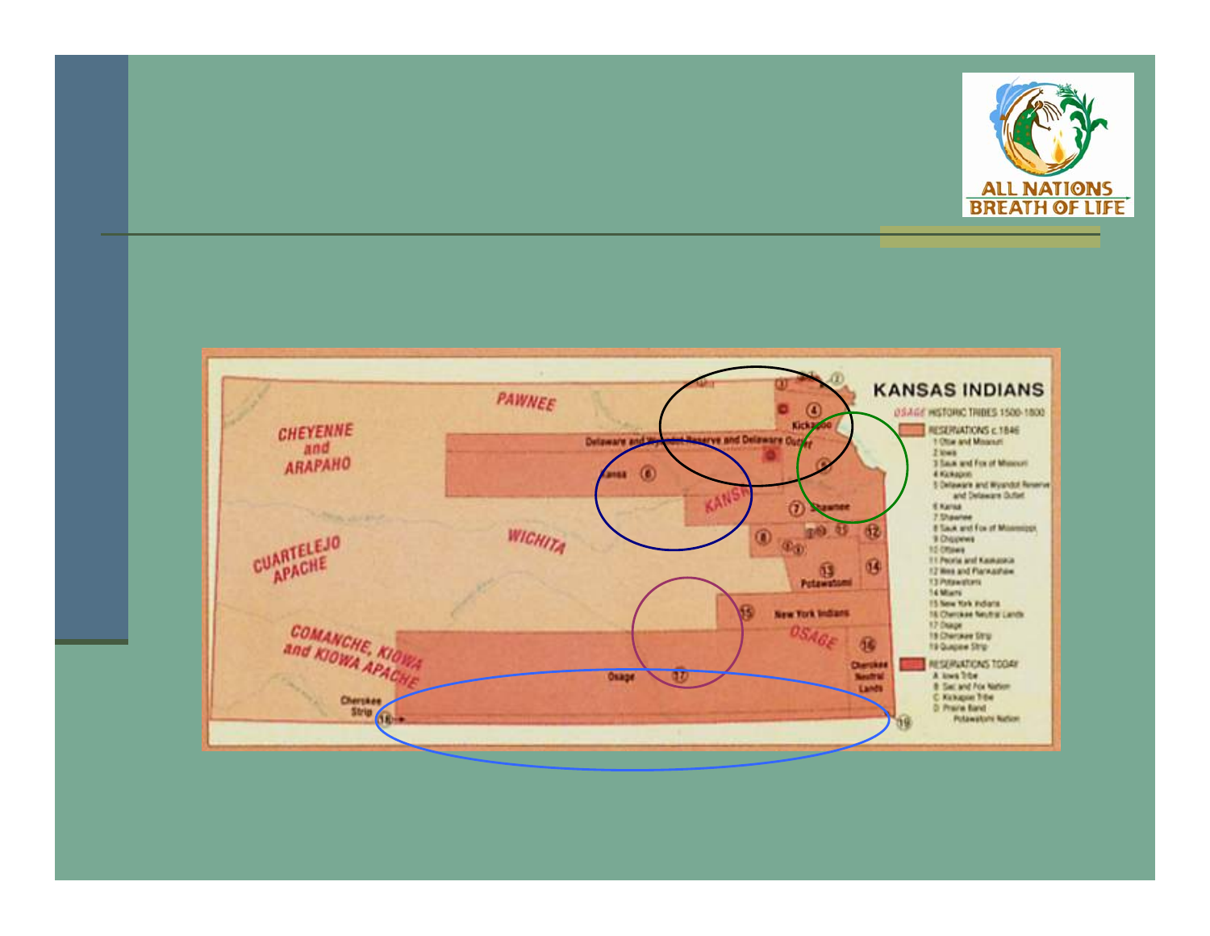ALL NATIONS BREATH OF LIFE

## KANSAS INDIANS

PAWNEE

CHEYENNE and ARAPAHO

CUARTELEJO APACHE

WICHITA

COMANCHE, KIOWA and KIOWA APACHE

KANSA

OSAGE

Delaware and Wyandot Reserve and Delaware Outlet

Kickapoo

Kansa

Shawnee

Potawatomi

New York Indians

Osage

Cherokee Neutral Lands

Cherokee Strip

*OSAGE* HISTORIC TRIBES 1500-1800

RESERVATIONS c.1846

1 Otoe and Missouri
2 Iowa
3 Sauk and Fox of Missouri
4 Kickapoo
5 Delaware and Wyandot Reserve and Delaware Outlet
6 Kansa
7 Shawnee
8 Sauk and Fox of Mississippi
9 Chippewa
10 Ottawa
11 Peoria and Kaskaskia
12 Wea and Piankashaw
13 Potawatomi
14 Miami
15 New York Indians
16 Cherokee Neutral Lands
17 Osage
18 Cherokee Strip
19 Quapaw Strip

RESERVATIONS TODAY

A Iowa Tribe
B Sac and Fox Nation
C Kickapoo Tribe
D Prairie Band Potawatomi Nation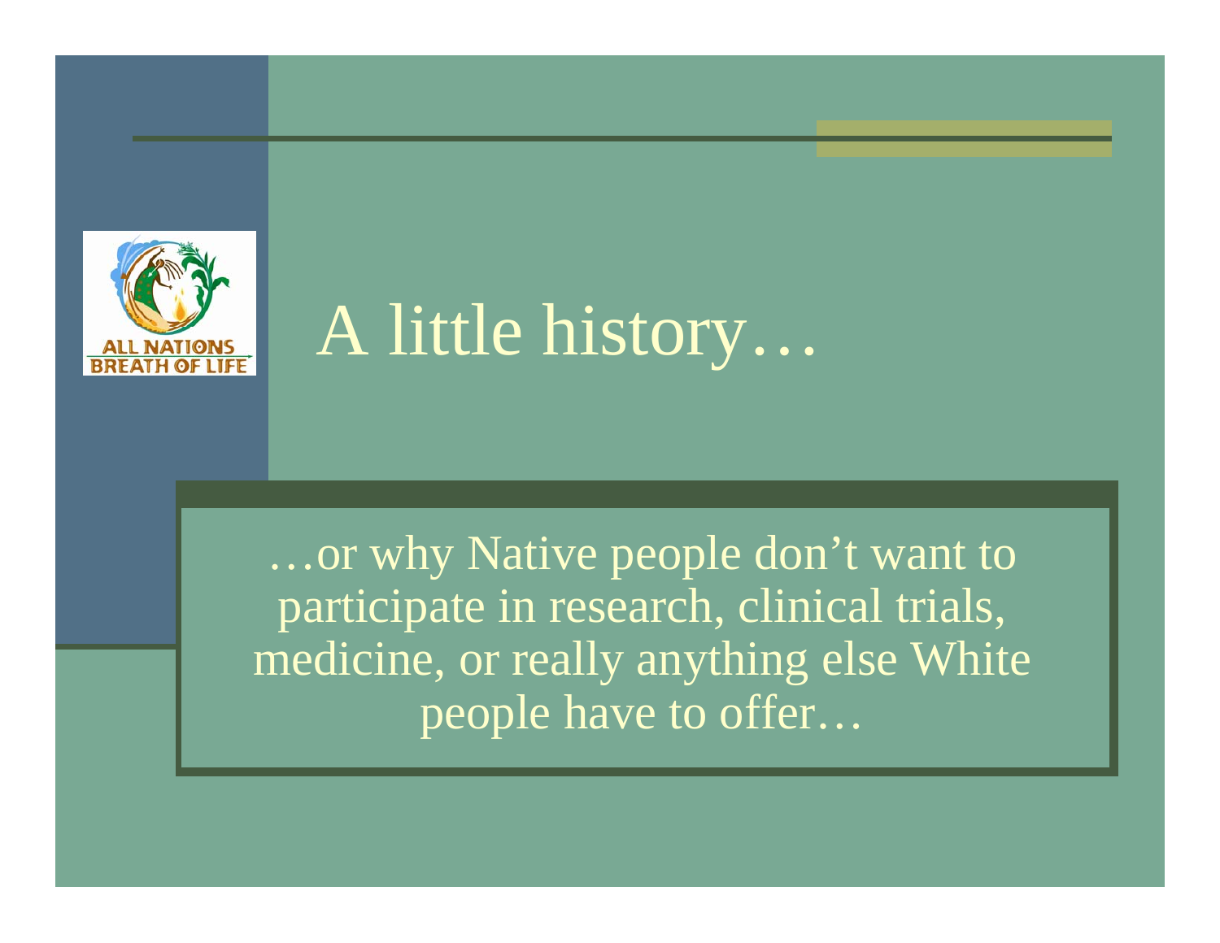# A little history…

…or why Native people don't want to participate in research, clinical trials, medicine, or really anything else White people have to offer…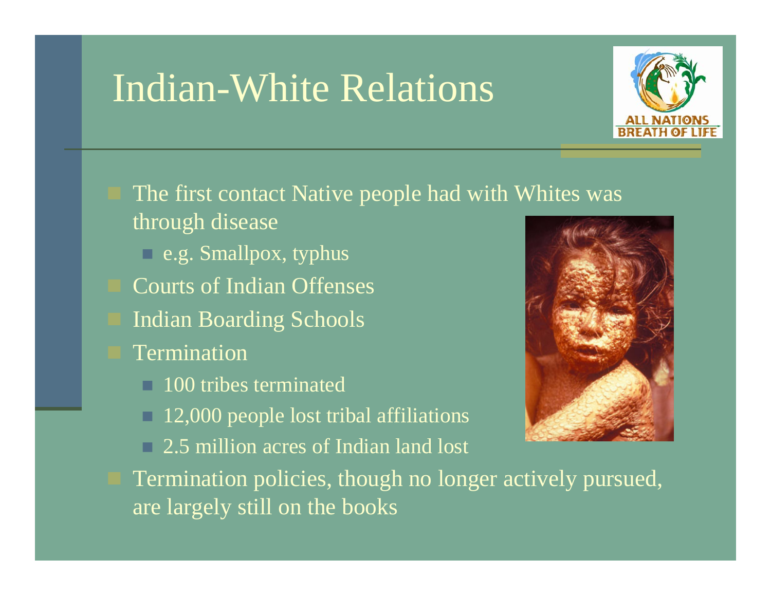# Indian-White Relations

- The first contact Native people had with Whites was through disease
  - e.g. Smallpox, typhus
- Courts of Indian Offenses
- Indian Boarding Schools
- Termination
  - 100 tribes terminated
  - 12,000 people lost tribal affiliations
  - 2.5 million acres of Indian land lost
- Termination policies, though no longer actively pursued, are largely still on the books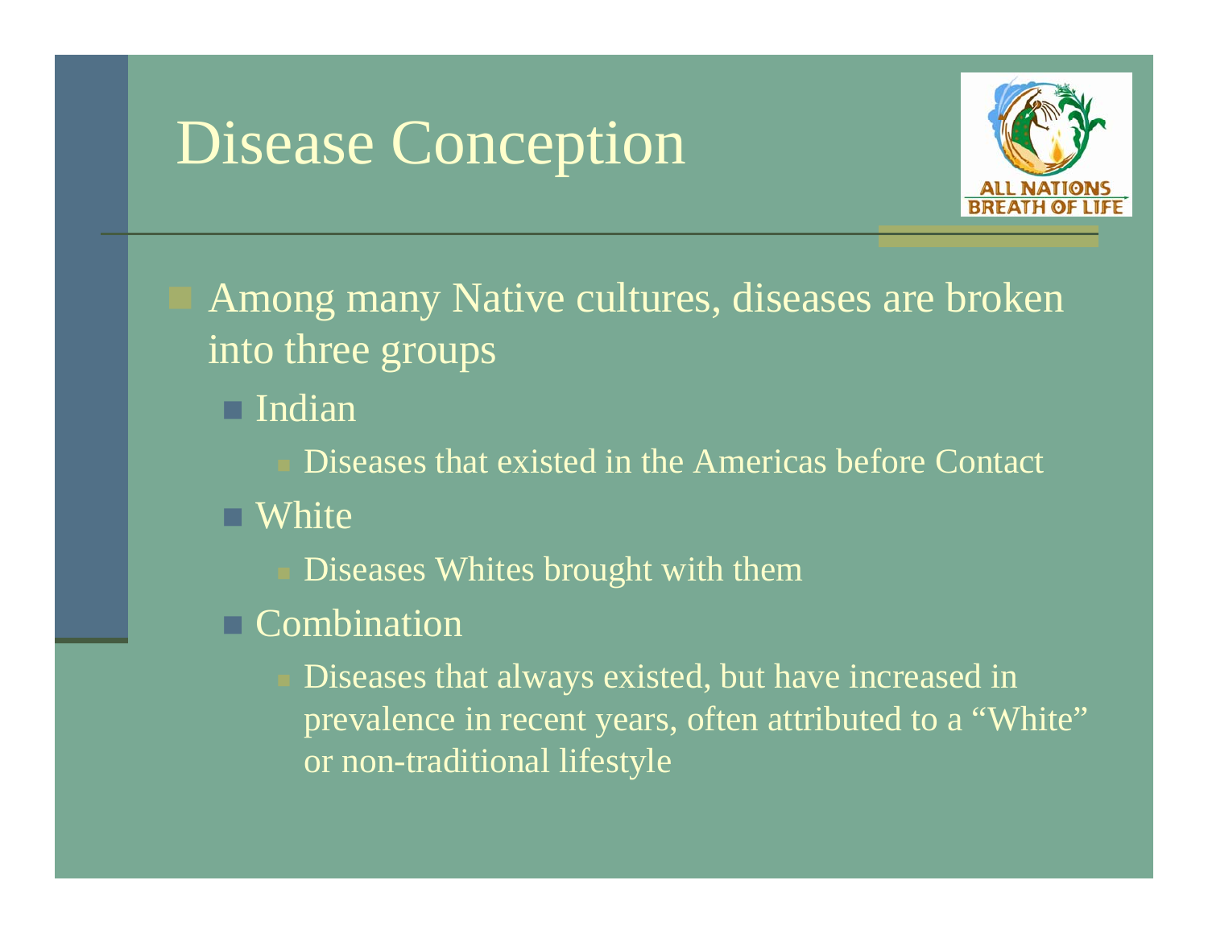# Disease Conception

- Among many Native cultures, diseases are broken into three groups
  - Indian
    - Diseases that existed in the Americas before Contact
  - White
    - Diseases Whites brought with them
  - Combination
    - Diseases that always existed, but have increased in prevalence in recent years, often attributed to a "White" or non-traditional lifestyle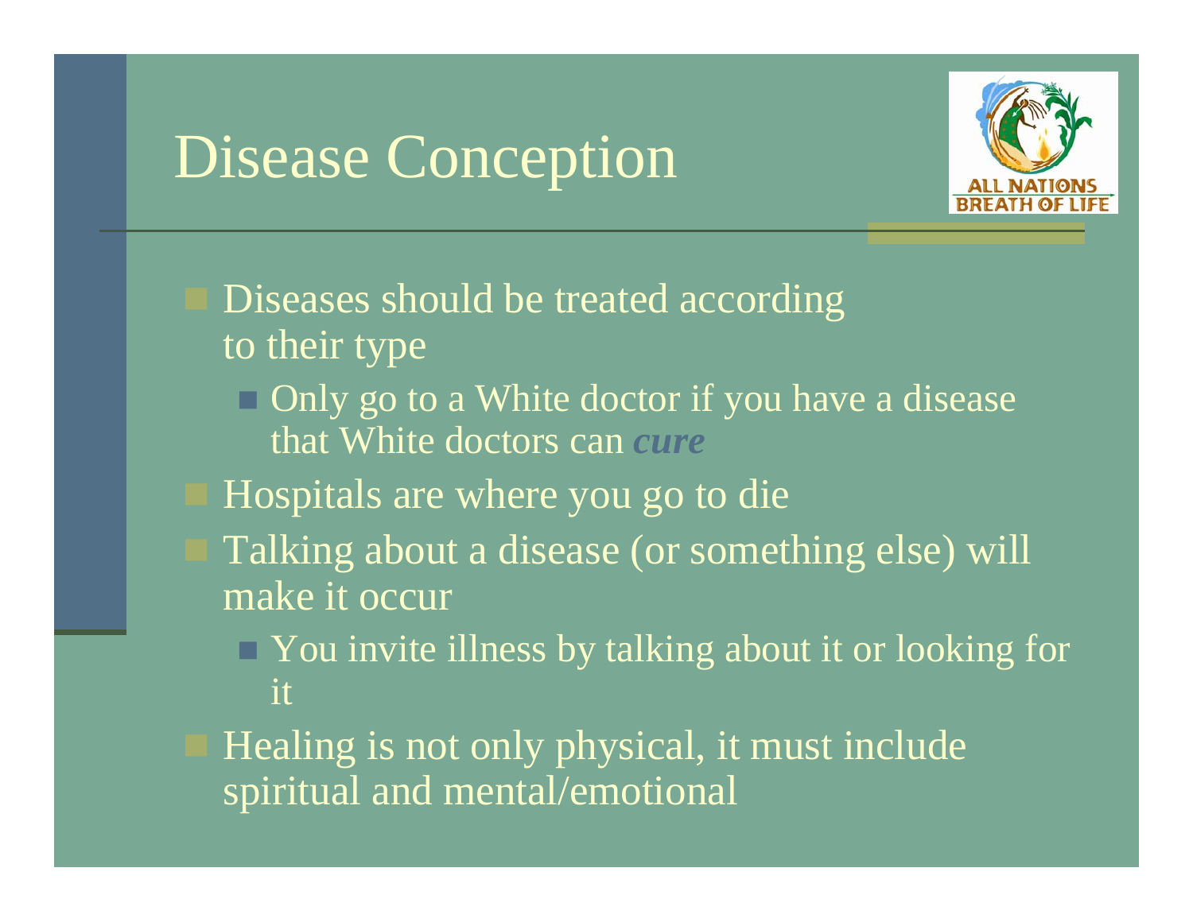# Disease Conception

- Diseases should be treated according to their type
  - Only go to a White doctor if you have a disease that White doctors can ***cure***
- Hospitals are where you go to die
- Talking about a disease (or something else) will make it occur
  - You invite illness by talking about it or looking for it
- Healing is not only physical, it must include spiritual and mental/emotional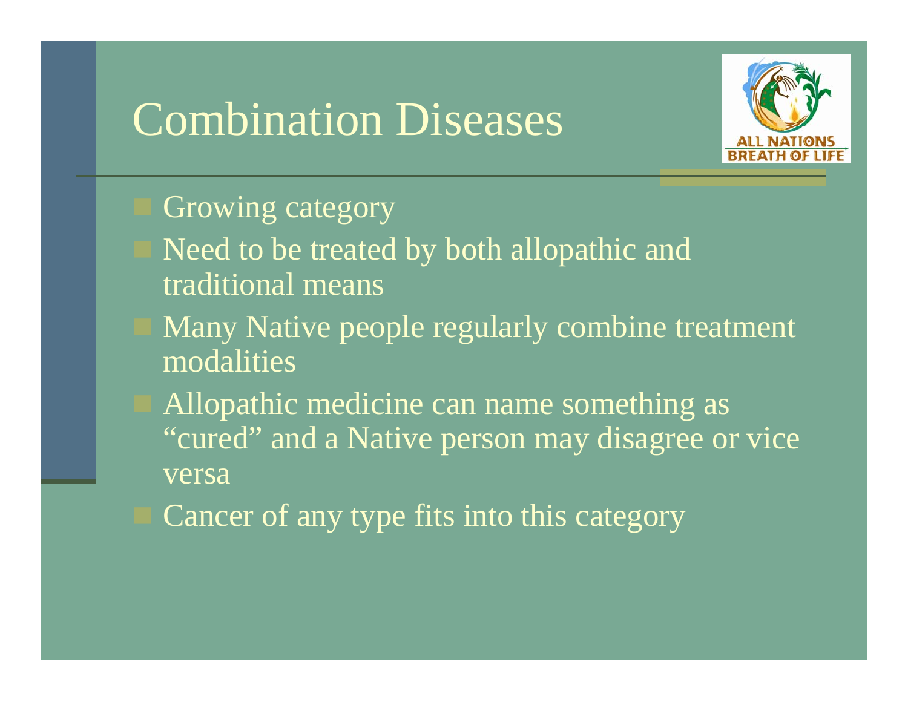# Combination Diseases

- Growing category
- Need to be treated by both allopathic and traditional means
- Many Native people regularly combine treatment modalities
- Allopathic medicine can name something as "cured" and a Native person may disagree or vice versa
- Cancer of any type fits into this category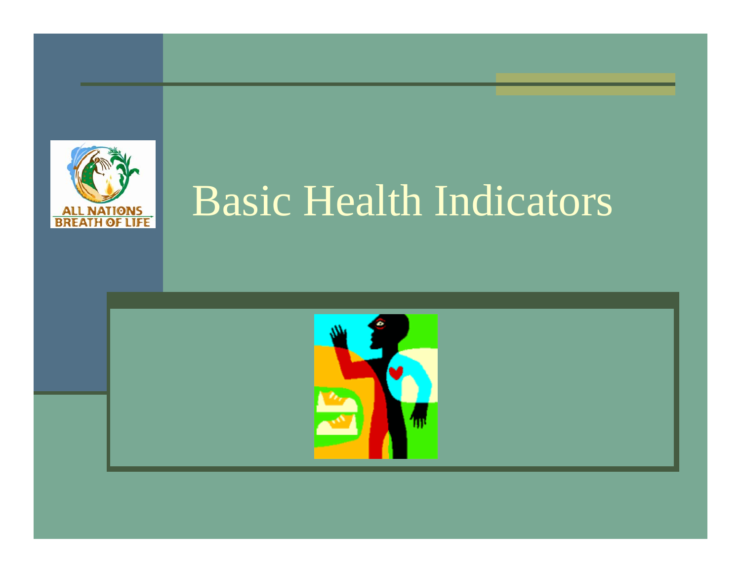# Basic Health Indicators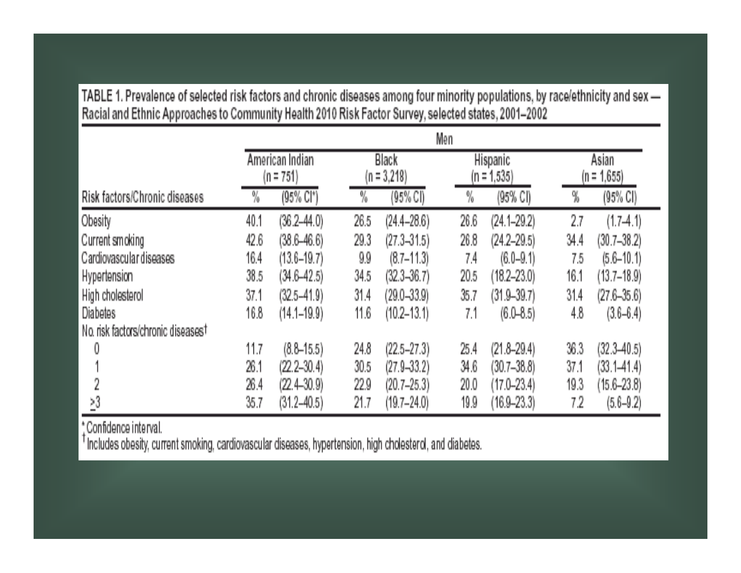TABLE 1. Prevalence of selected risk factors and chronic diseases among four minority populations, by race/ethnicity and sex — Racial and Ethnic Approaches to Community Health 2010 Risk Factor Survey, selected states, 2001–2002

| | Men | | | | | | | |
|---|---|---|---|---|---|---|---|---|
| | American Indian (n = 751) | | Black (n = 3,218) | | Hispanic (n = 1,535) | | Asian (n = 1,655) | |
| Risk factors/Chronic diseases | % | (95% CI*) | % | (95% CI) | % | (95% CI) | % | (95% CI) |
| Obesity | 40.1 | (36.2–44.0) | 26.5 | (24.4–28.6) | 26.6 | (24.1–29.2) | 2.7 | (1.7–4.1) |
| Current smoking | 42.6 | (38.6–46.6) | 29.3 | (27.3–31.5) | 26.8 | (24.2–29.5) | 34.4 | (30.7–38.2) |
| Cardiovascular diseases | 16.4 | (13.6–19.7) | 9.9 | (8.7–11.3) | 7.4 | (6.0–9.1) | 7.5 | (5.6–10.1) |
| Hypertension | 38.5 | (34.6–42.5) | 34.5 | (32.3–36.7) | 20.5 | (18.2–23.0) | 16.1 | (13.7–18.9) |
| High cholesterol | 37.1 | (32.5–41.9) | 31.4 | (29.0–33.9) | 35.7 | (31.9–39.7) | 31.4 | (27.6–35.6) |
| Diabetes | 16.8 | (14.1–19.9) | 11.6 | (10.2–13.1) | 7.1 | (6.0–8.5) | 4.8 | (3.6–6.4) |
| No. risk factors/chronic diseases† | | | | | | | | |
| 0 | 11.7 | (8.8–15.5) | 24.8 | (22.5–27.3) | 25.4 | (21.8–29.4) | 36.3 | (32.3–40.5) |
| 1 | 26.1 | (22.2–30.4) | 30.5 | (27.9–33.2) | 34.6 | (30.7–38.8) | 37.1 | (33.1–41.4) |
| 2 | 26.4 | (22.4–30.9) | 22.9 | (20.7–25.3) | 20.0 | (17.0–23.4) | 19.3 | (15.6–23.8) |
| ≥3 | 35.7 | (31.2–40.5) | 21.7 | (19.7–24.0) | 19.9 | (16.9–23.3) | 7.2 | (5.6–9.2) |

\* Confidence interval.

† Includes obesity, current smoking, cardiovascular diseases, hypertension, high cholesterol, and diabetes.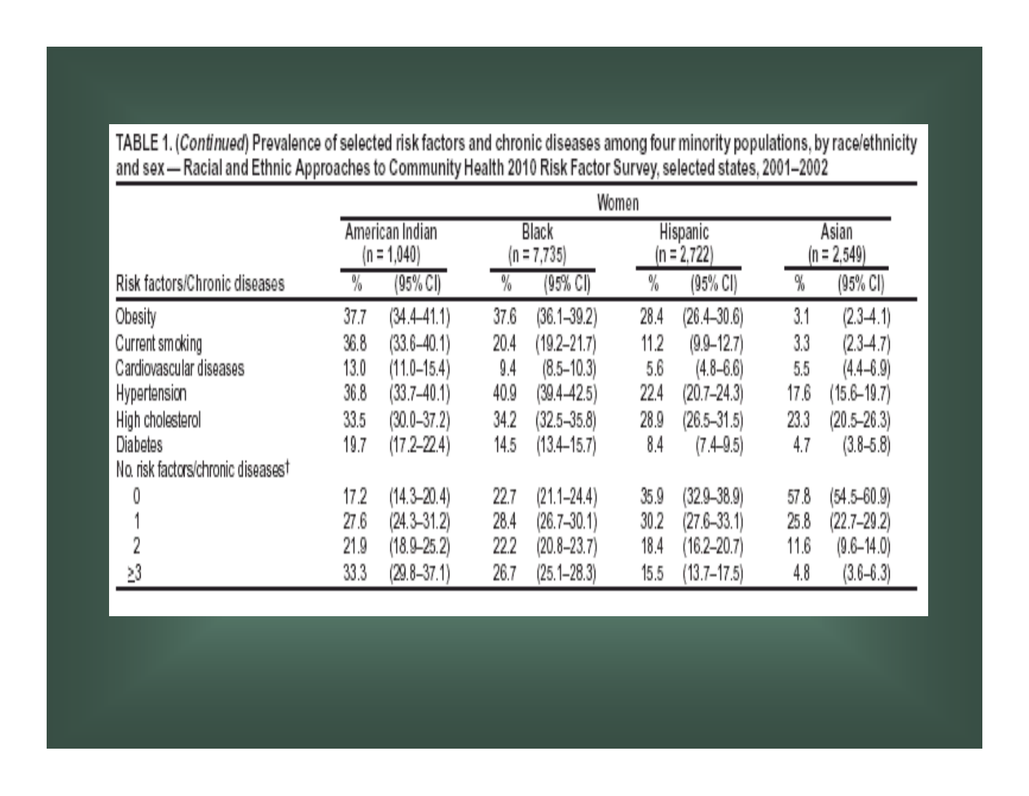TABLE 1. (*Continued*) Prevalence of selected risk factors and chronic diseases among four minority populations, by race/ethnicity and sex — Racial and Ethnic Approaches to Community Health 2010 Risk Factor Survey, selected states, 2001–2002

| | Women | | | | | | | |
|---|---|---|---|---|---|---|---|---|
| | American Indian (n = 1,040) | | Black (n = 7,735) | | Hispanic (n = 2,722) | | Asian (n = 2,549) | |
| Risk factors/Chronic diseases | % | (95% CI) | % | (95% CI) | % | (95% CI) | % | (95% CI) |
| Obesity | 37.7 | (34.4–41.1) | 37.6 | (36.1–39.2) | 28.4 | (26.4–30.6) | 3.1 | (2.3–4.1) |
| Current smoking | 36.8 | (33.6–40.1) | 20.4 | (19.2–21.7) | 11.2 | (9.9–12.7) | 3.3 | (2.3–4.7) |
| Cardiovascular diseases | 13.0 | (11.0–15.4) | 9.4 | (8.5–10.3) | 5.6 | (4.8–6.6) | 5.5 | (4.4–6.9) |
| Hypertension | 36.8 | (33.7–40.1) | 40.9 | (39.4–42.5) | 22.4 | (20.7–24.3) | 17.6 | (15.6–19.7) |
| High cholesterol | 33.5 | (30.0–37.2) | 34.2 | (32.5–35.8) | 28.9 | (26.5–31.5) | 23.3 | (20.5–26.3) |
| Diabetes | 19.7 | (17.2–22.4) | 14.5 | (13.4–15.7) | 8.4 | (7.4–9.5) | 4.7 | (3.8–5.8) |
| No. risk factors/chronic diseases† | | | | | | | | |
| 0 | 17.2 | (14.3–20.4) | 22.7 | (21.1–24.4) | 35.9 | (32.9–38.9) | 57.8 | (54.5–60.9) |
| 1 | 27.6 | (24.3–31.2) | 28.4 | (26.7–30.1) | 30.2 | (27.6–33.1) | 25.8 | (22.7–29.2) |
| 2 | 21.9 | (18.9–25.2) | 22.2 | (20.8–23.7) | 18.4 | (16.2–20.7) | 11.6 | (9.6–14.0) |
| ≥3 | 33.3 | (29.8–37.1) | 26.7 | (25.1–28.3) | 15.5 | (13.7–17.5) | 4.8 | (3.6–6.3) |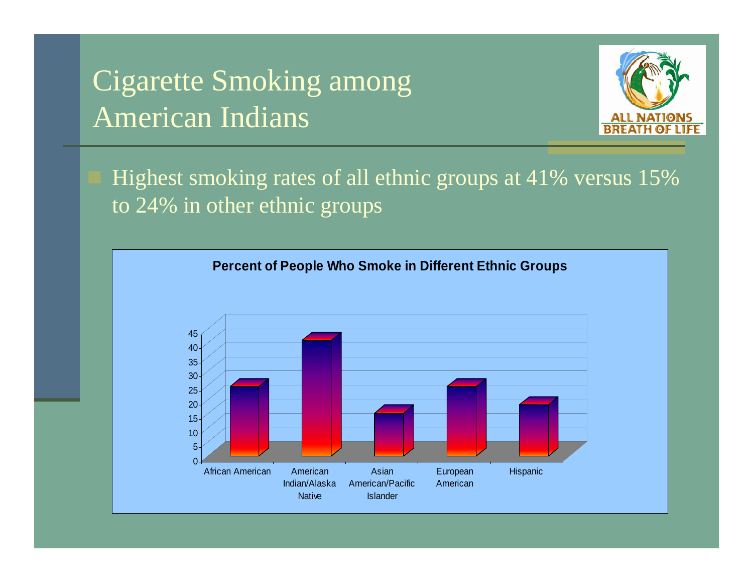# Cigarette Smoking among American Indians

- Highest smoking rates of all ethnic groups at 41% versus 15% to 24% in other ethnic groups

**Percent of People Who Smoke in Different Ethnic Groups**

| Ethnic Group | Percent |
|---|---|
| African American | ~24 |
| American Indian/Alaska Native | ~41 |
| Asian American/Pacific Islander | ~15 |
| European American | ~24 |
| Hispanic | ~18 |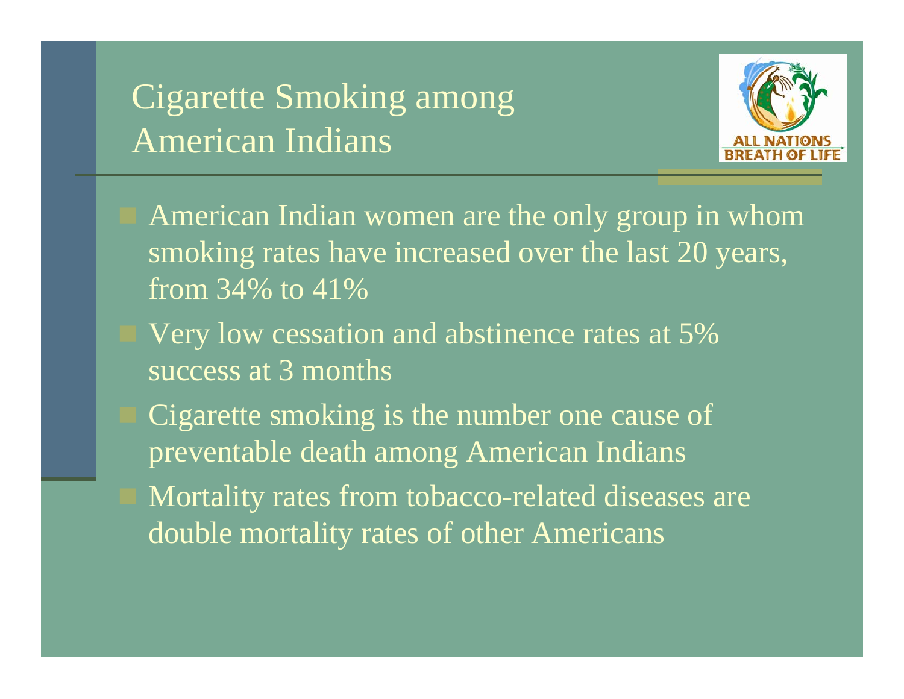# Cigarette Smoking among American Indians

- American Indian women are the only group in whom smoking rates have increased over the last 20 years, from 34% to 41%
- Very low cessation and abstinence rates at 5% success at 3 months
- Cigarette smoking is the number one cause of preventable death among American Indians
- Mortality rates from tobacco-related diseases are double mortality rates of other Americans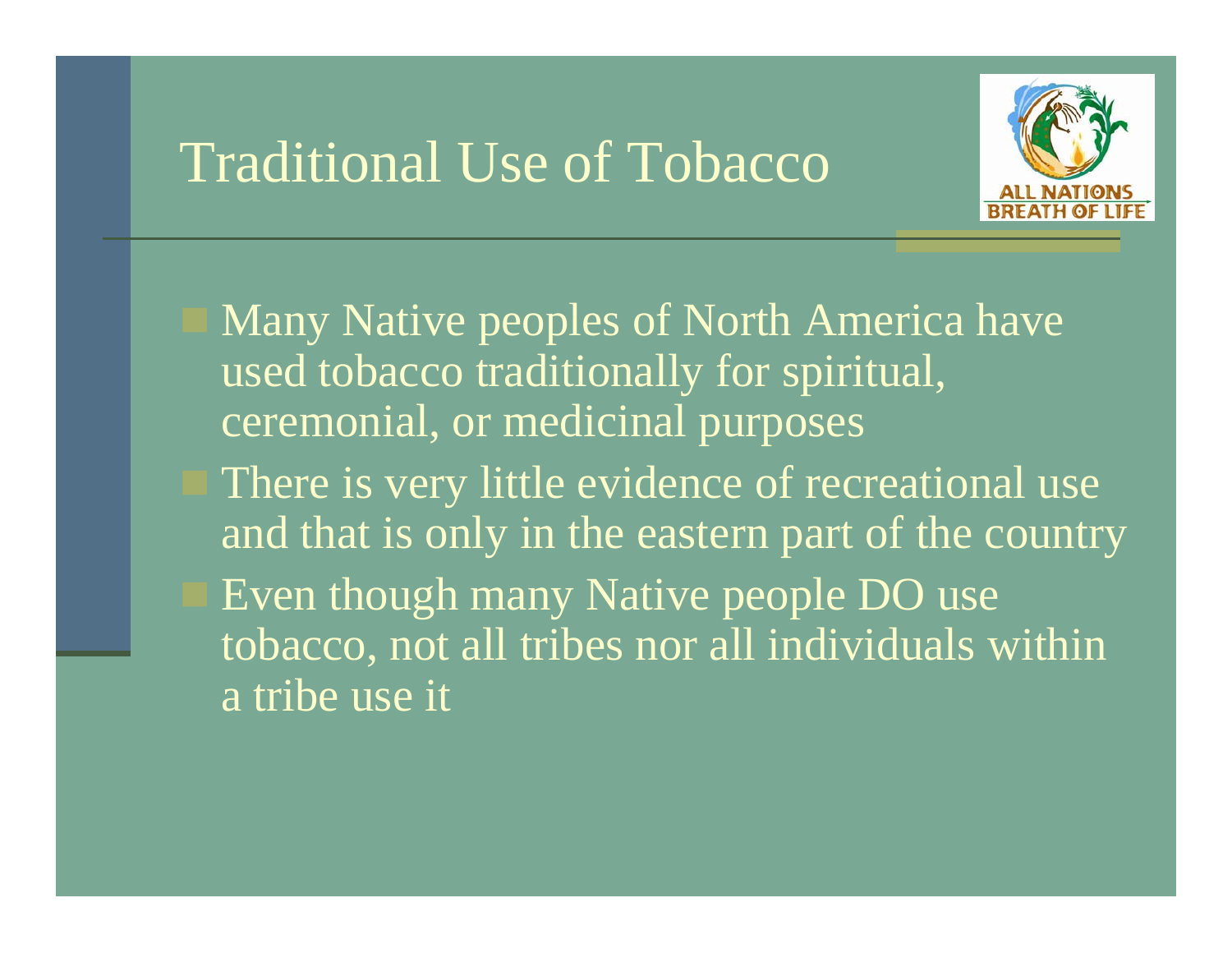# Traditional Use of Tobacco

- Many Native peoples of North America have used tobacco traditionally for spiritual, ceremonial, or medicinal purposes
- There is very little evidence of recreational use and that is only in the eastern part of the country
- Even though many Native people DO use tobacco, not all tribes nor all individuals within a tribe use it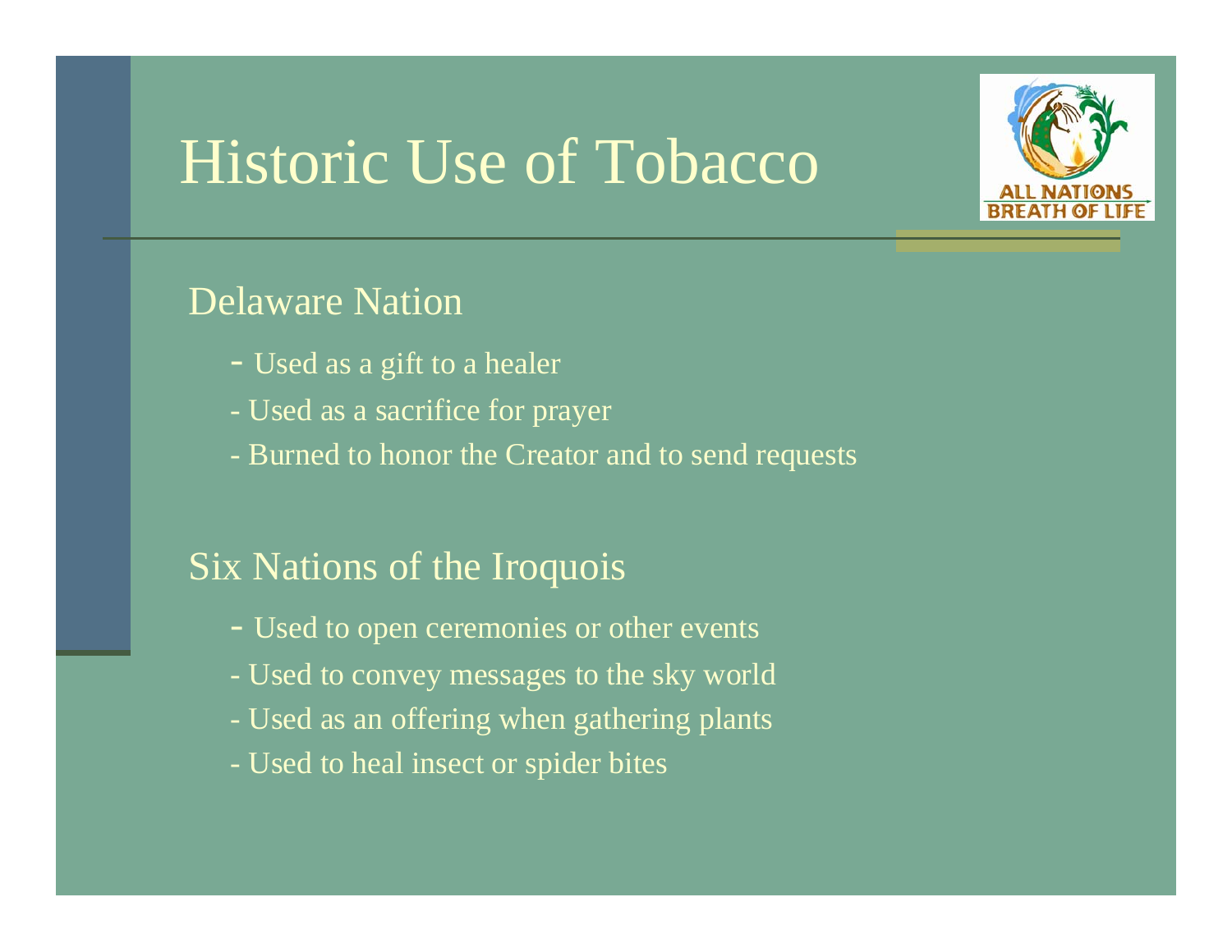# Historic Use of Tobacco

## Delaware Nation

- Used as a gift to a healer
- Used as a sacrifice for prayer
- Burned to honor the Creator and to send requests

## Six Nations of the Iroquois

- Used to open ceremonies or other events
- Used to convey messages to the sky world
- Used as an offering when gathering plants
- Used to heal insect or spider bites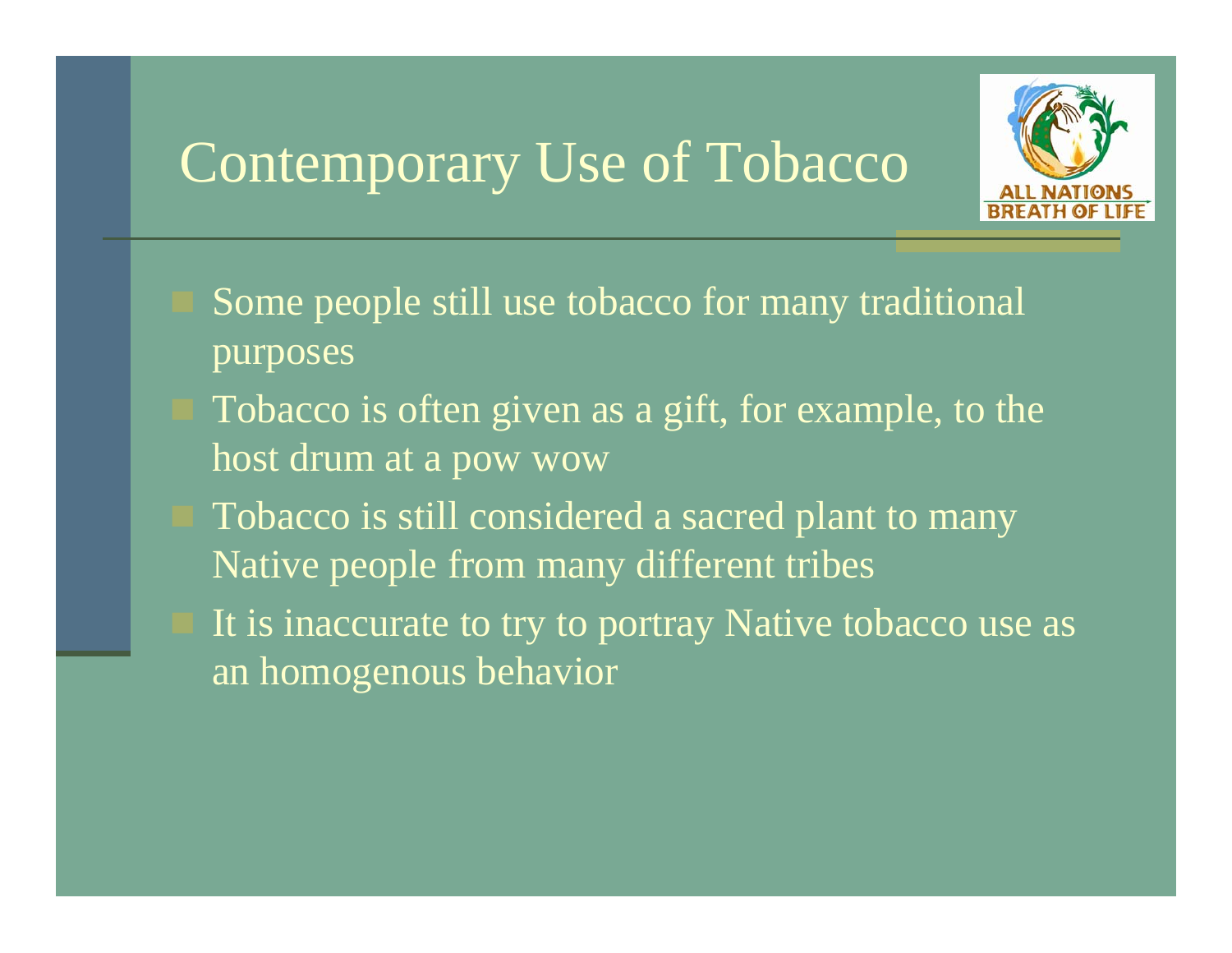# Contemporary Use of Tobacco

- Some people still use tobacco for many traditional purposes
- Tobacco is often given as a gift, for example, to the host drum at a pow wow
- Tobacco is still considered a sacred plant to many Native people from many different tribes
- It is inaccurate to try to portray Native tobacco use as an homogenous behavior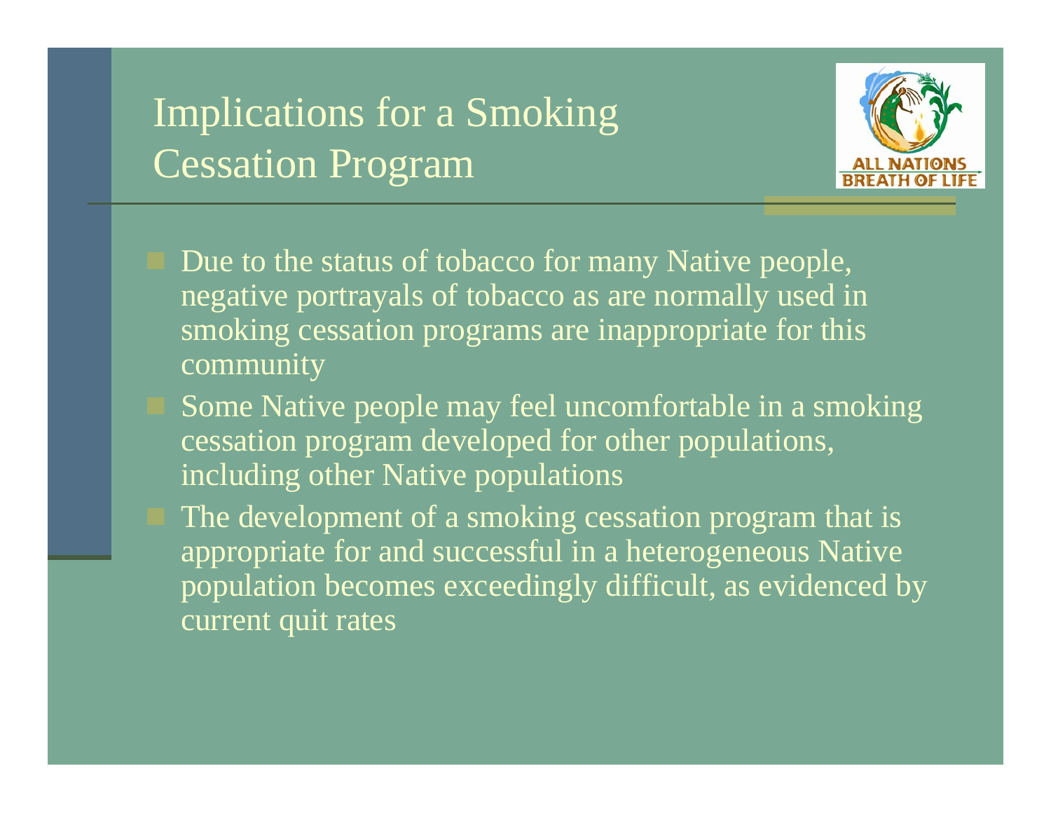# Implications for a Smoking Cessation Program

- Due to the status of tobacco for many Native people, negative portrayals of tobacco as are normally used in smoking cessation programs are inappropriate for this community
- Some Native people may feel uncomfortable in a smoking cessation program developed for other populations, including other Native populations
- The development of a smoking cessation program that is appropriate for and successful in a heterogeneous Native population becomes exceedingly difficult, as evidenced by current quit rates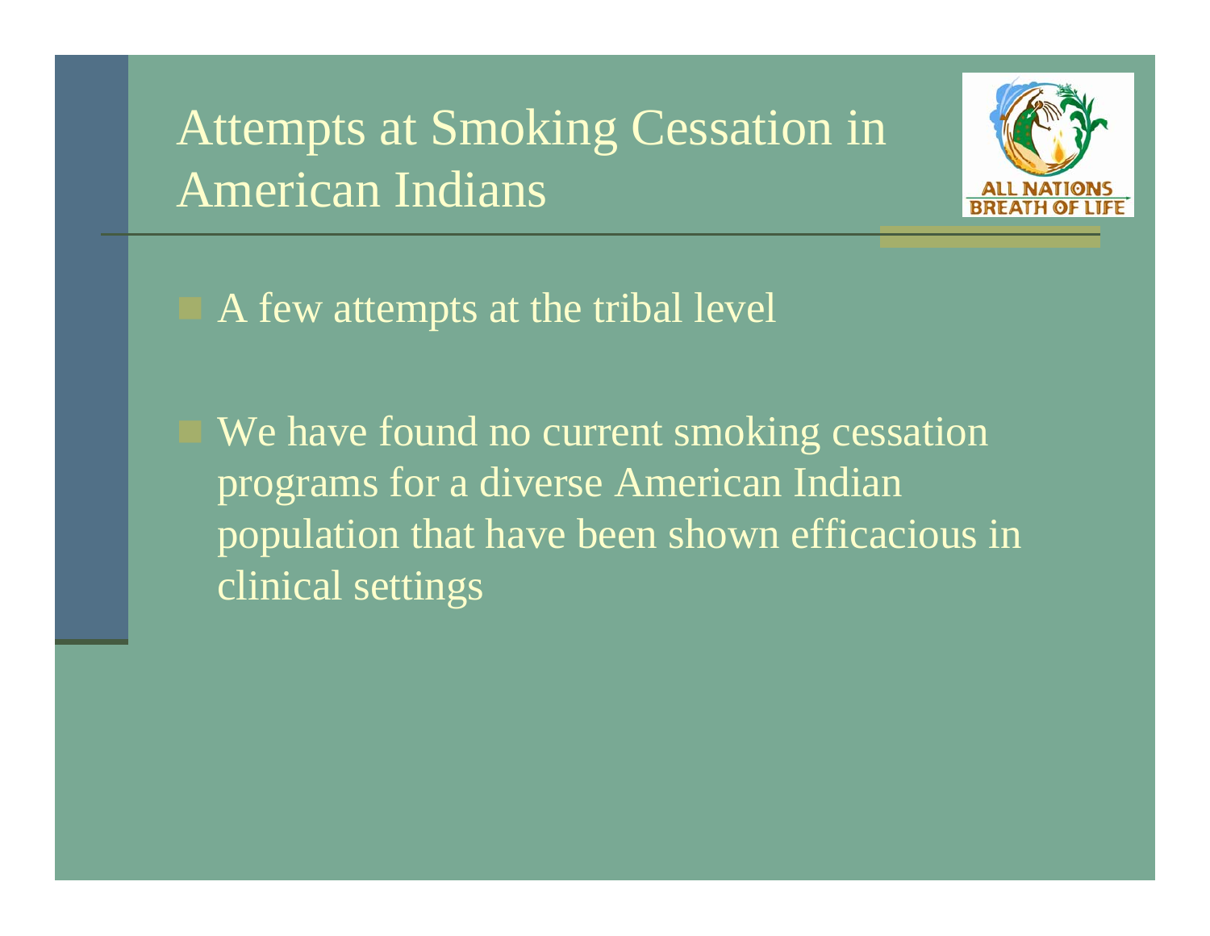# Attempts at Smoking Cessation in American Indians

- A few attempts at the tribal level
- We have found no current smoking cessation programs for a diverse American Indian population that have been shown efficacious in clinical settings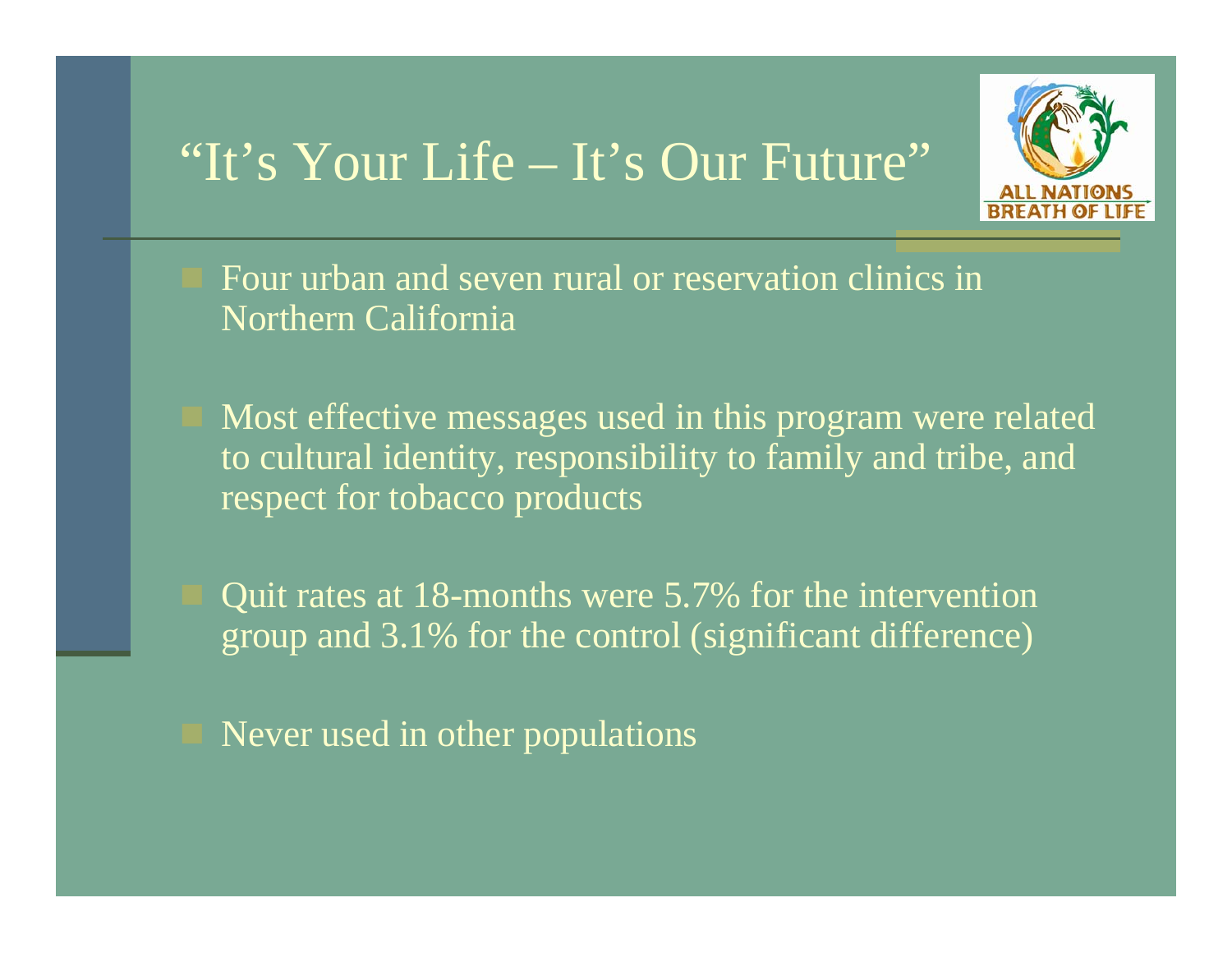# "It's Your Life – It's Our Future"

- Four urban and seven rural or reservation clinics in Northern California
- Most effective messages used in this program were related to cultural identity, responsibility to family and tribe, and respect for tobacco products
- Quit rates at 18-months were 5.7% for the intervention group and 3.1% for the control (significant difference)
- Never used in other populations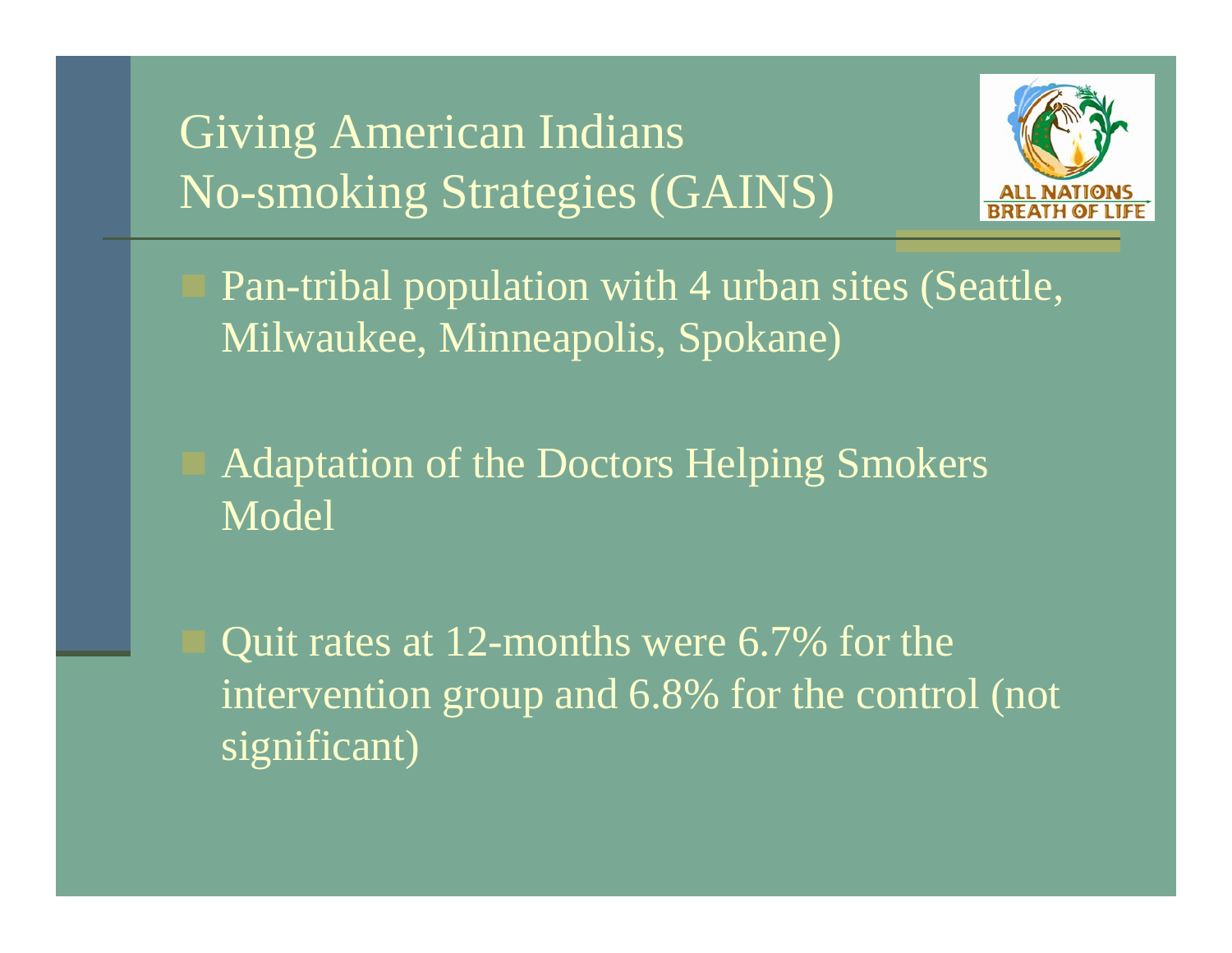# Giving American Indians No-smoking Strategies (GAINS)

ALL NATIONS BREATH OF LIFE

- Pan-tribal population with 4 urban sites (Seattle, Milwaukee, Minneapolis, Spokane)
- Adaptation of the Doctors Helping Smokers Model
- Quit rates at 12-months were 6.7% for the intervention group and 6.8% for the control (not significant)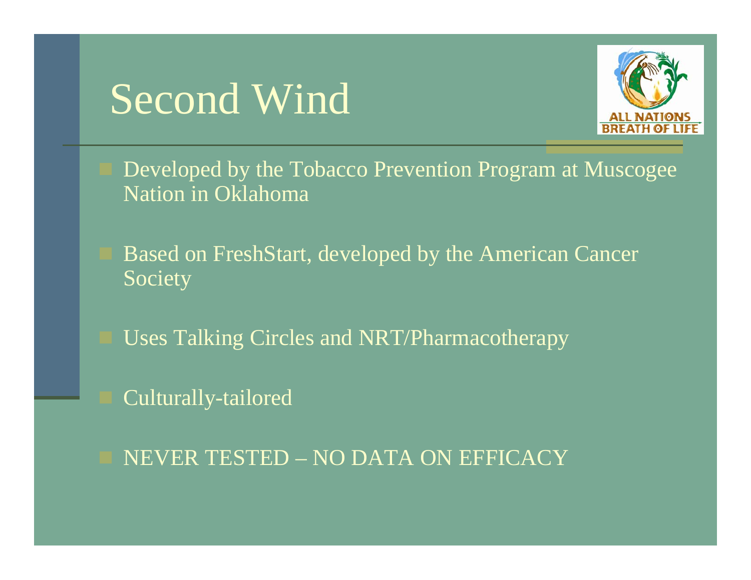# Second Wind

- Developed by the Tobacco Prevention Program at Muscogee Nation in Oklahoma
- Based on FreshStart, developed by the American Cancer Society
- Uses Talking Circles and NRT/Pharmacotherapy
- Culturally-tailored
- NEVER TESTED – NO DATA ON EFFICACY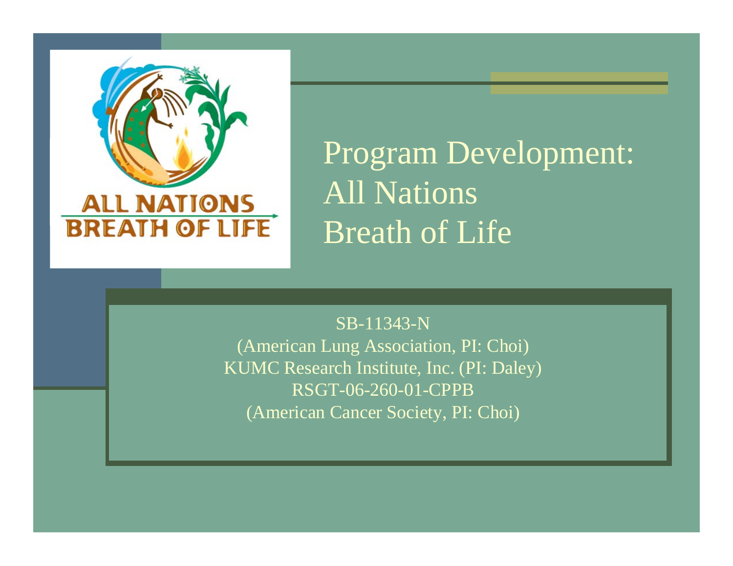# Program Development: All Nations Breath of Life

SB-11343-N
(American Lung Association, PI: Choi)
KUMC Research Institute, Inc. (PI: Daley)
RSGT-06-260-01-CPPB
(American Cancer Society, PI: Choi)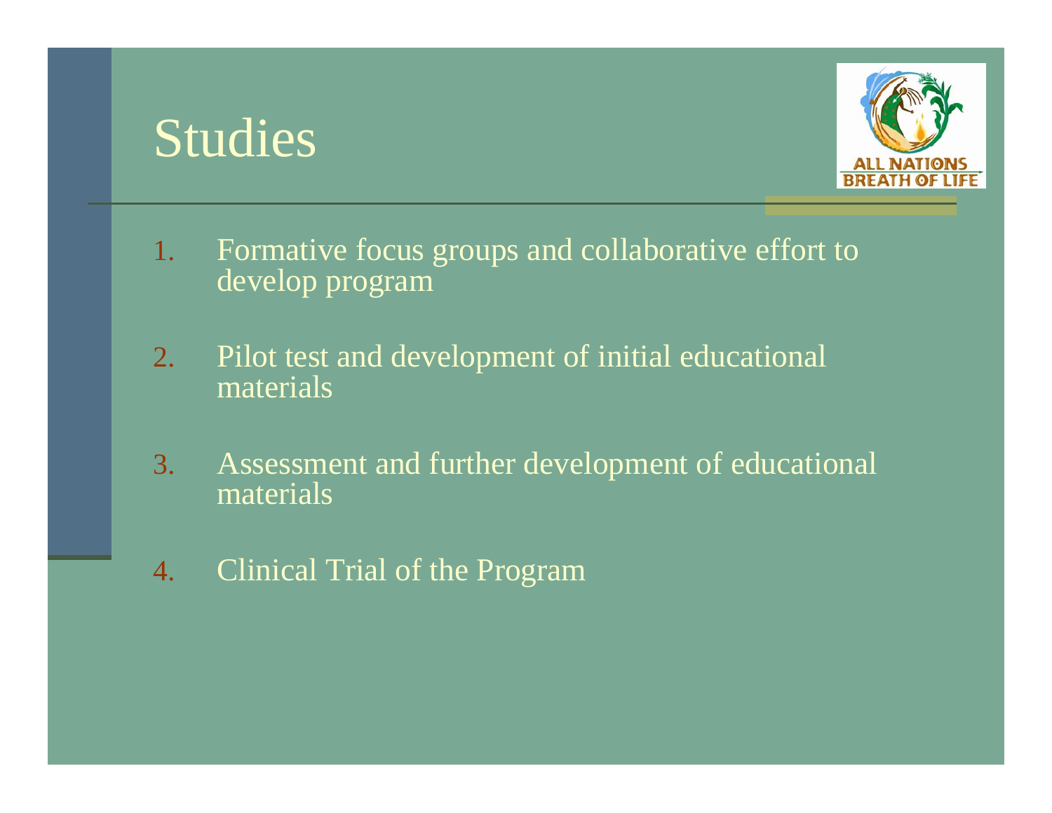# Studies

1. Formative focus groups and collaborative effort to develop program
2. Pilot test and development of initial educational materials
3. Assessment and further development of educational materials
4. Clinical Trial of the Program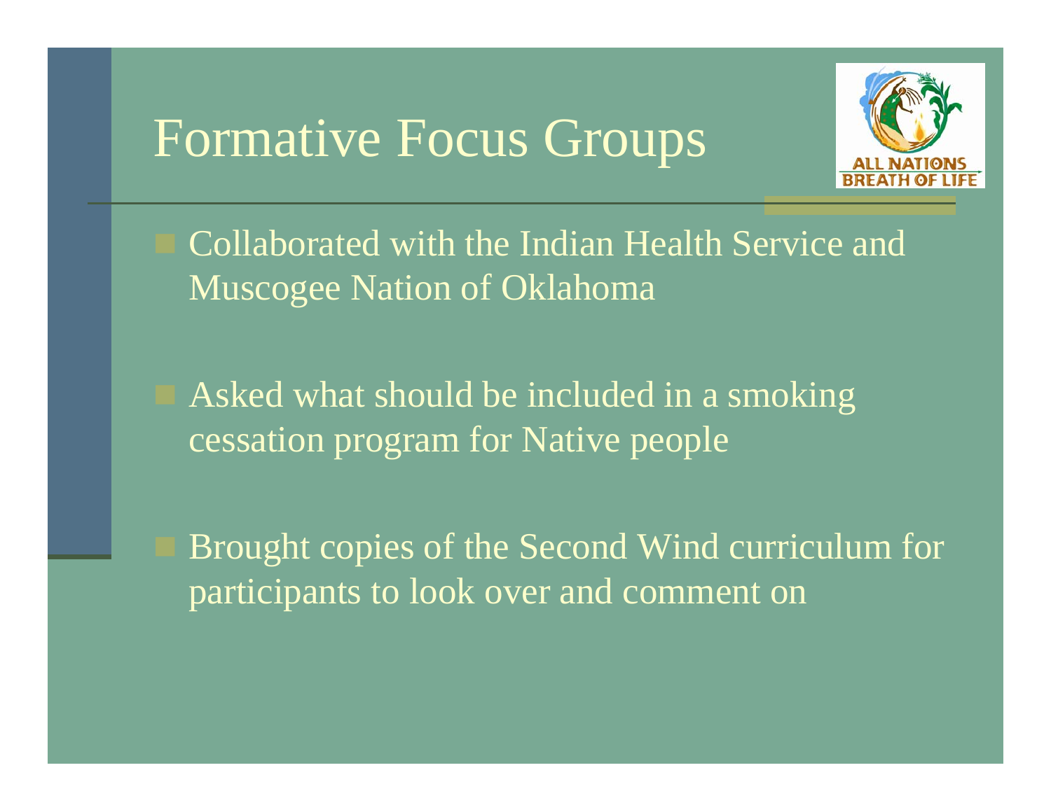# Formative Focus Groups

- Collaborated with the Indian Health Service and Muscogee Nation of Oklahoma
- Asked what should be included in a smoking cessation program for Native people
- Brought copies of the Second Wind curriculum for participants to look over and comment on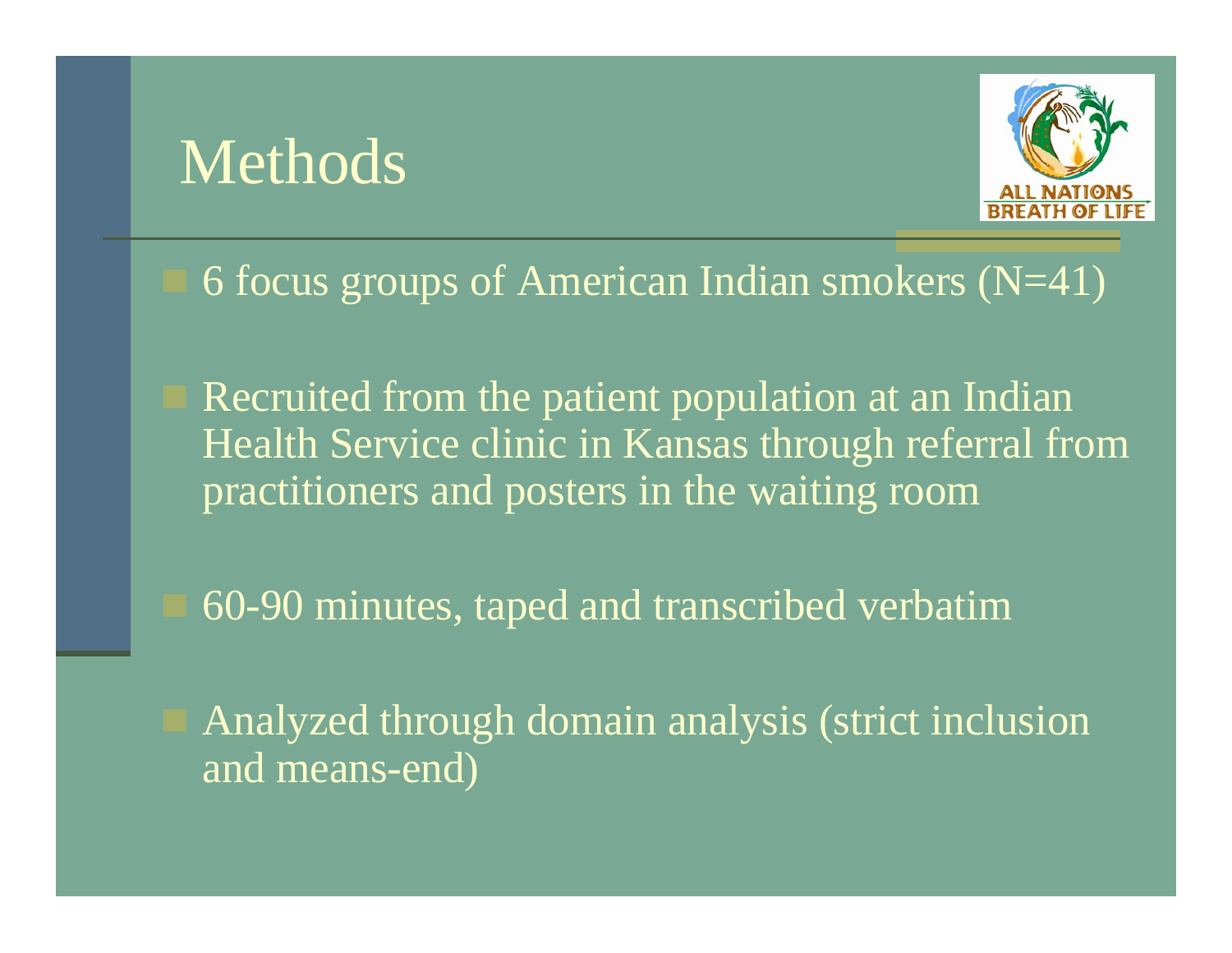# Methods

- 6 focus groups of American Indian smokers (N=41)
- Recruited from the patient population at an Indian Health Service clinic in Kansas through referral from practitioners and posters in the waiting room
- 60-90 minutes, taped and transcribed verbatim
- Analyzed through domain analysis (strict inclusion and means-end)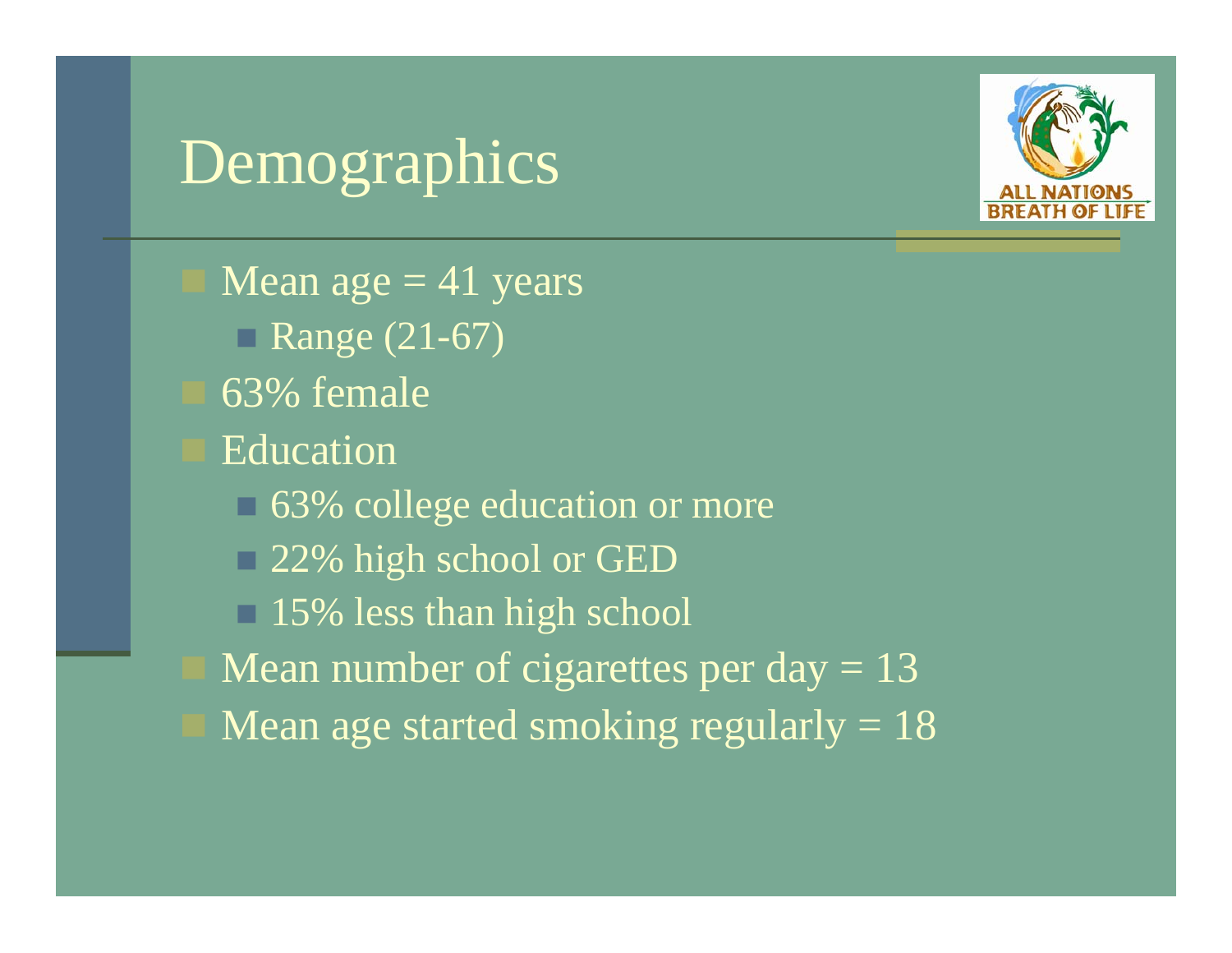# Demographics

- Mean age = 41 years
  - Range (21-67)
- 63% female
- Education
  - 63% college education or more
  - 22% high school or GED
  - 15% less than high school
- Mean number of cigarettes per day = 13
- Mean age started smoking regularly = 18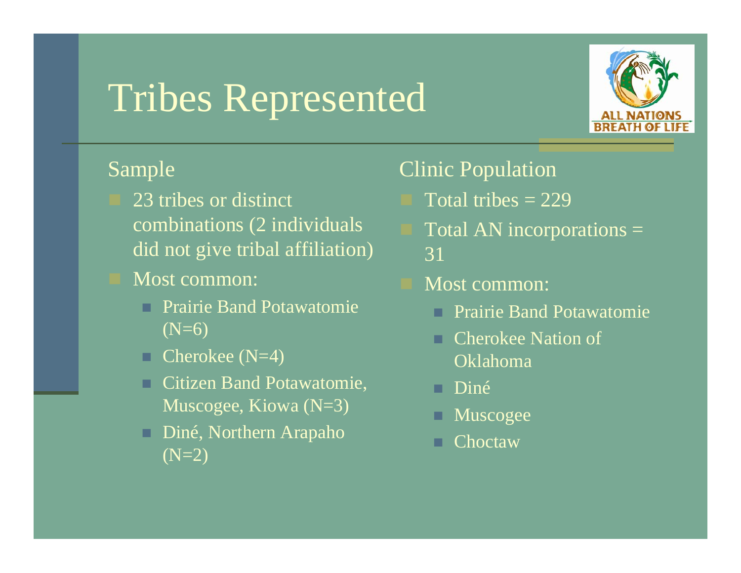# Tribes Represented

## Sample

- 23 tribes or distinct combinations (2 individuals did not give tribal affiliation)
- Most common:
  - Prairie Band Potawatomie (N=6)
  - Cherokee (N=4)
  - Citizen Band Potawatomie, Muscogee, Kiowa (N=3)
  - Diné, Northern Arapaho (N=2)

## Clinic Population

- Total tribes = 229
- Total AN incorporations = 31
- Most common:
  - Prairie Band Potawatomie
  - Cherokee Nation of Oklahoma
  - Diné
  - Muscogee
  - Choctaw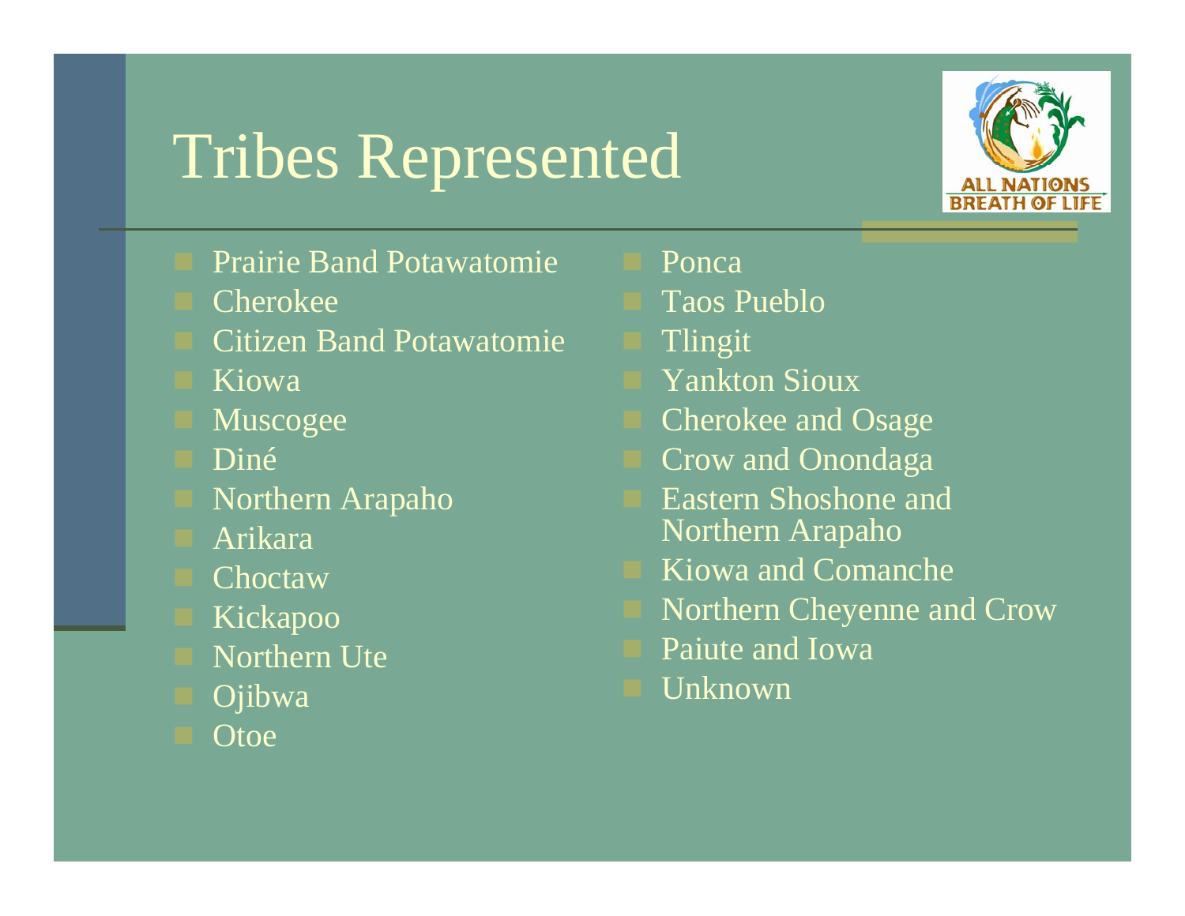# Tribes Represented

- Prairie Band Potawatomie
- Cherokee
- Citizen Band Potawatomie
- Kiowa
- Muscogee
- Diné
- Northern Arapaho
- Arikara
- Choctaw
- Kickapoo
- Northern Ute
- Ojibwa
- Otoe
- Ponca
- Taos Pueblo
- Tlingit
- Yankton Sioux
- Cherokee and Osage
- Crow and Onondaga
- Eastern Shoshone and Northern Arapaho
- Kiowa and Comanche
- Northern Cheyenne and Crow
- Paiute and Iowa
- Unknown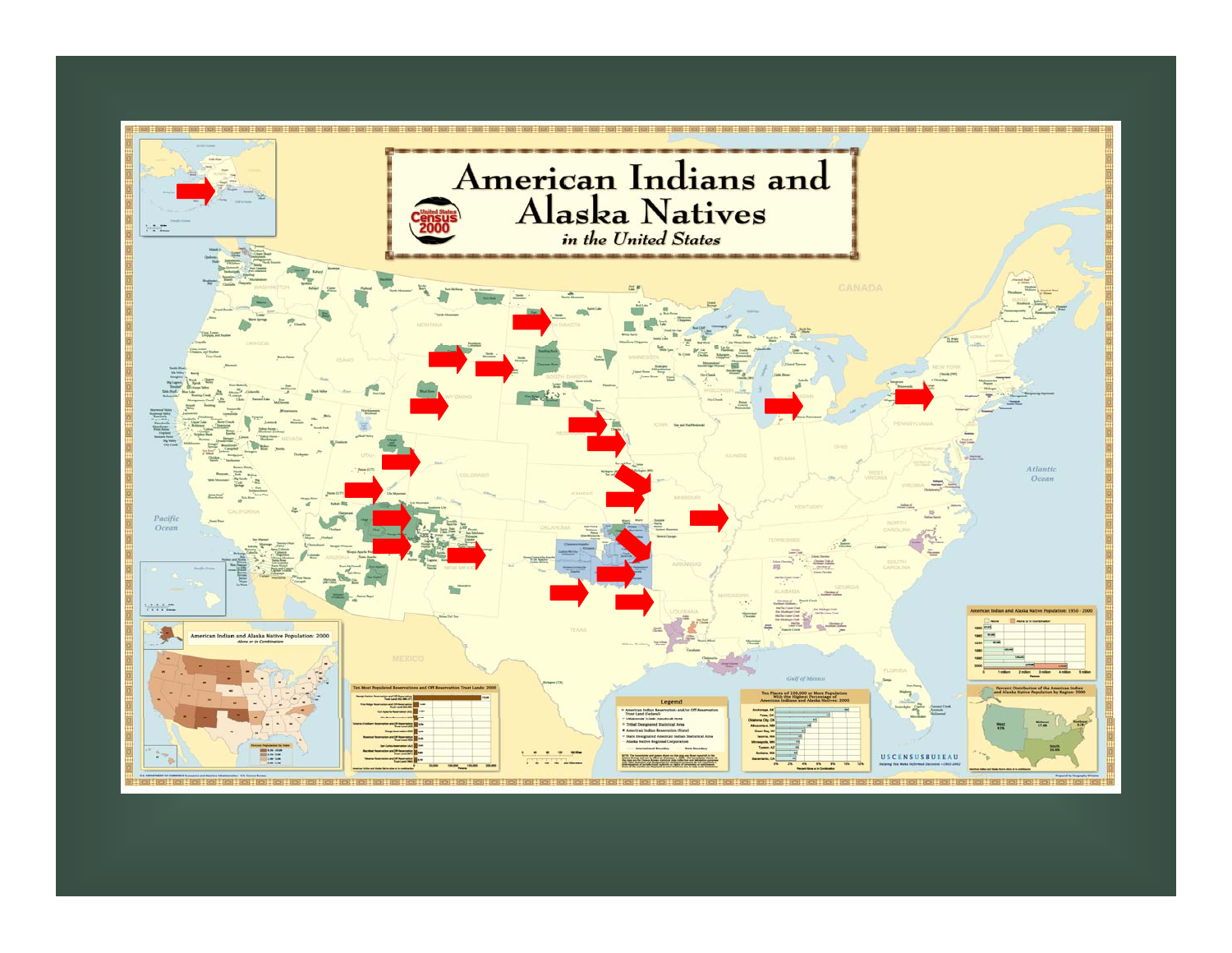# American Indians and Alaska Natives

*in the United States*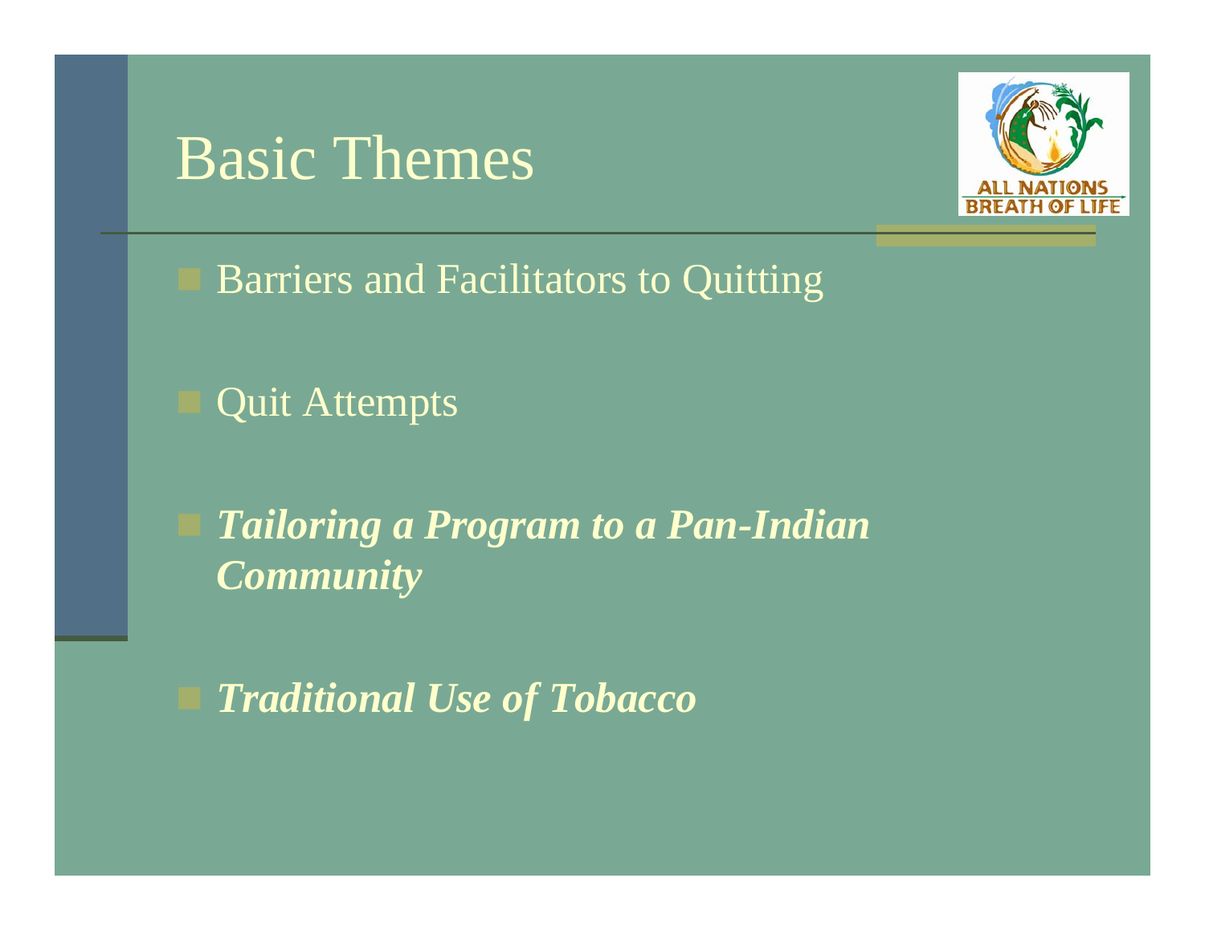# Basic Themes

- Barriers and Facilitators to Quitting
- Quit Attempts
- ***Tailoring a Program to a Pan-Indian Community***
- ***Traditional Use of Tobacco***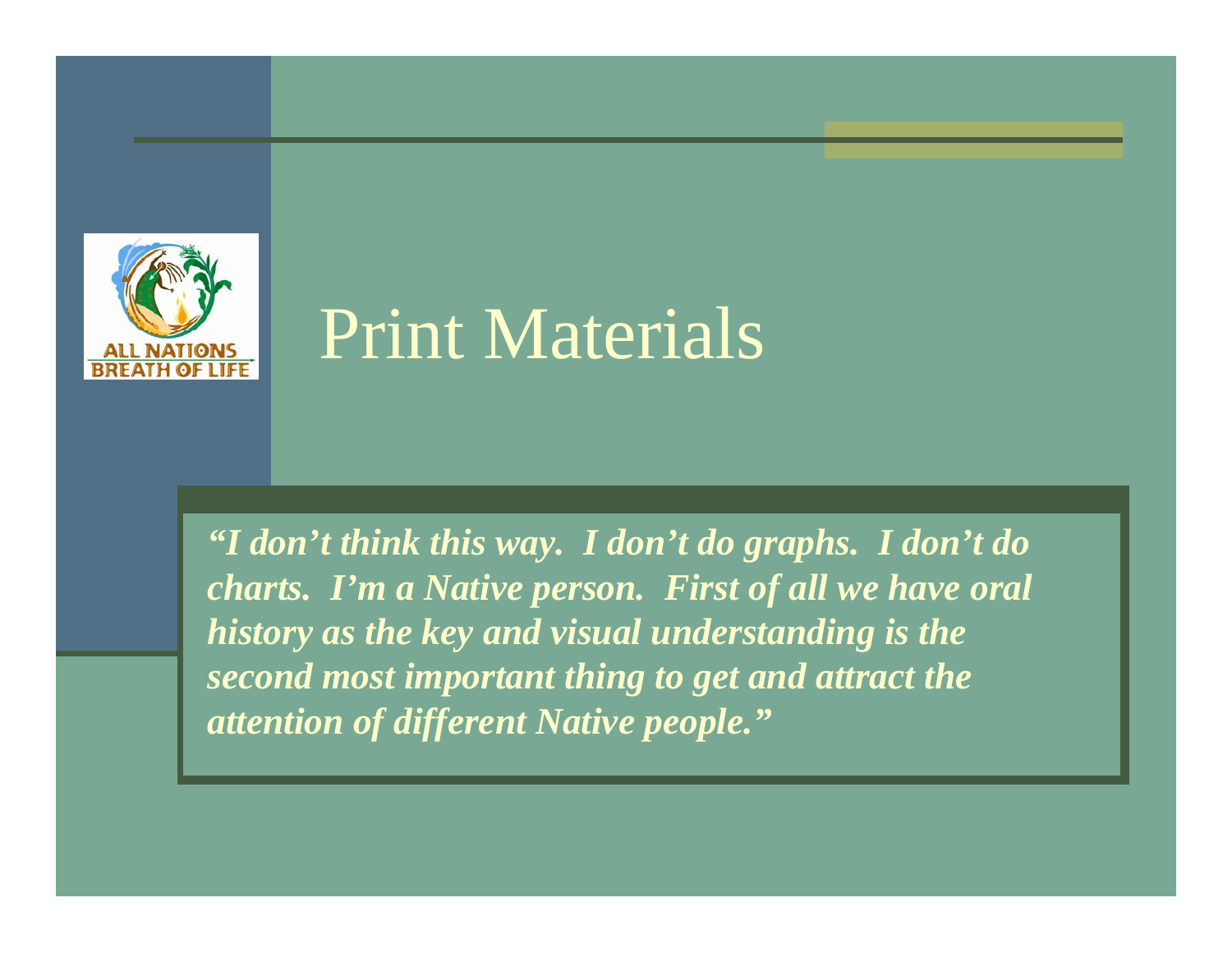# Print Materials

***"I don't think this way.  I don't do graphs.  I don't do charts.  I'm a Native person.  First of all we have oral history as the key and visual understanding is the second most important thing to get and attract the attention of different Native people."***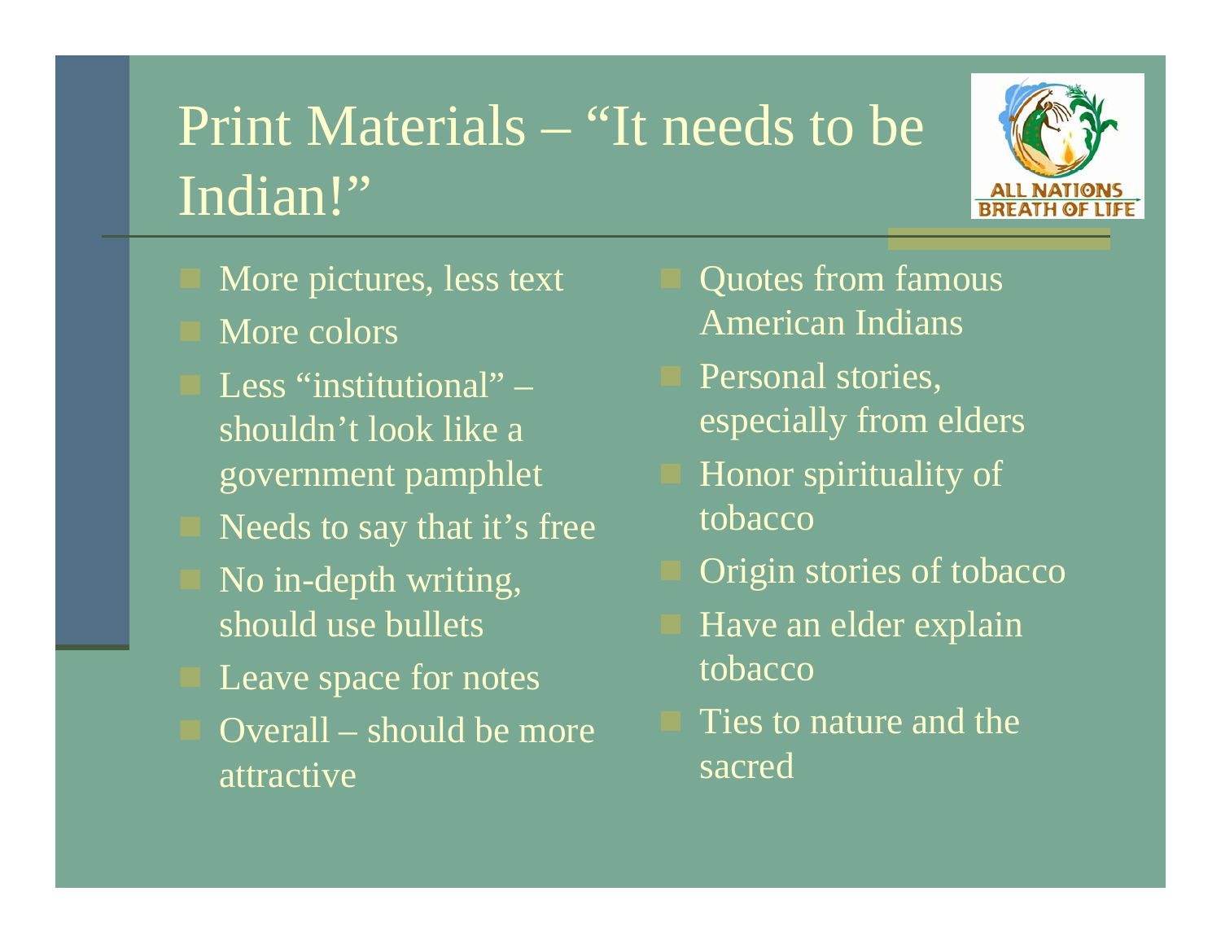# Print Materials – "It needs to be Indian!"

- More pictures, less text
- More colors
- Less "institutional" – shouldn't look like a government pamphlet
- Needs to say that it's free
- No in-depth writing, should use bullets
- Leave space for notes
- Overall – should be more attractive
- Quotes from famous American Indians
- Personal stories, especially from elders
- Honor spirituality of tobacco
- Origin stories of tobacco
- Have an elder explain tobacco
- Ties to nature and the sacred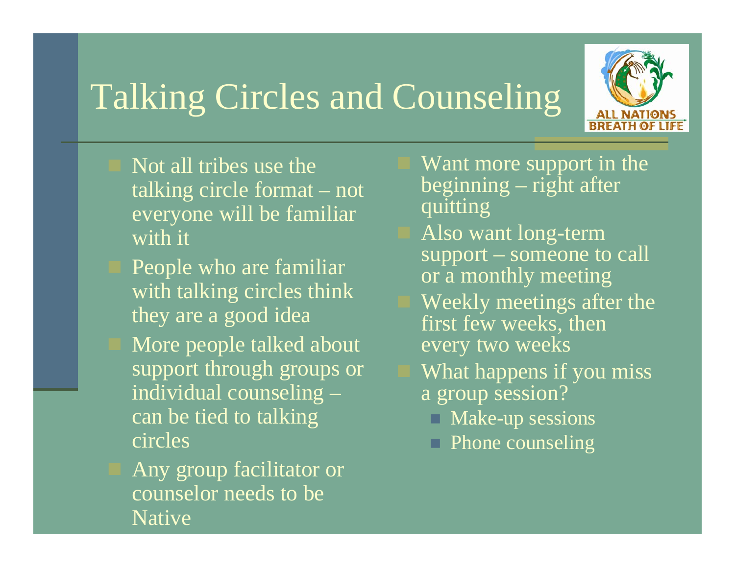# Talking Circles and Counseling

- Not all tribes use the talking circle format – not everyone will be familiar with it
- People who are familiar with talking circles think they are a good idea
- More people talked about support through groups or individual counseling – can be tied to talking circles
- Any group facilitator or counselor needs to be Native
- Want more support in the beginning – right after quitting
- Also want long-term support – someone to call or a monthly meeting
- Weekly meetings after the first few weeks, then every two weeks
- What happens if you miss a group session?
  - Make-up sessions
  - Phone counseling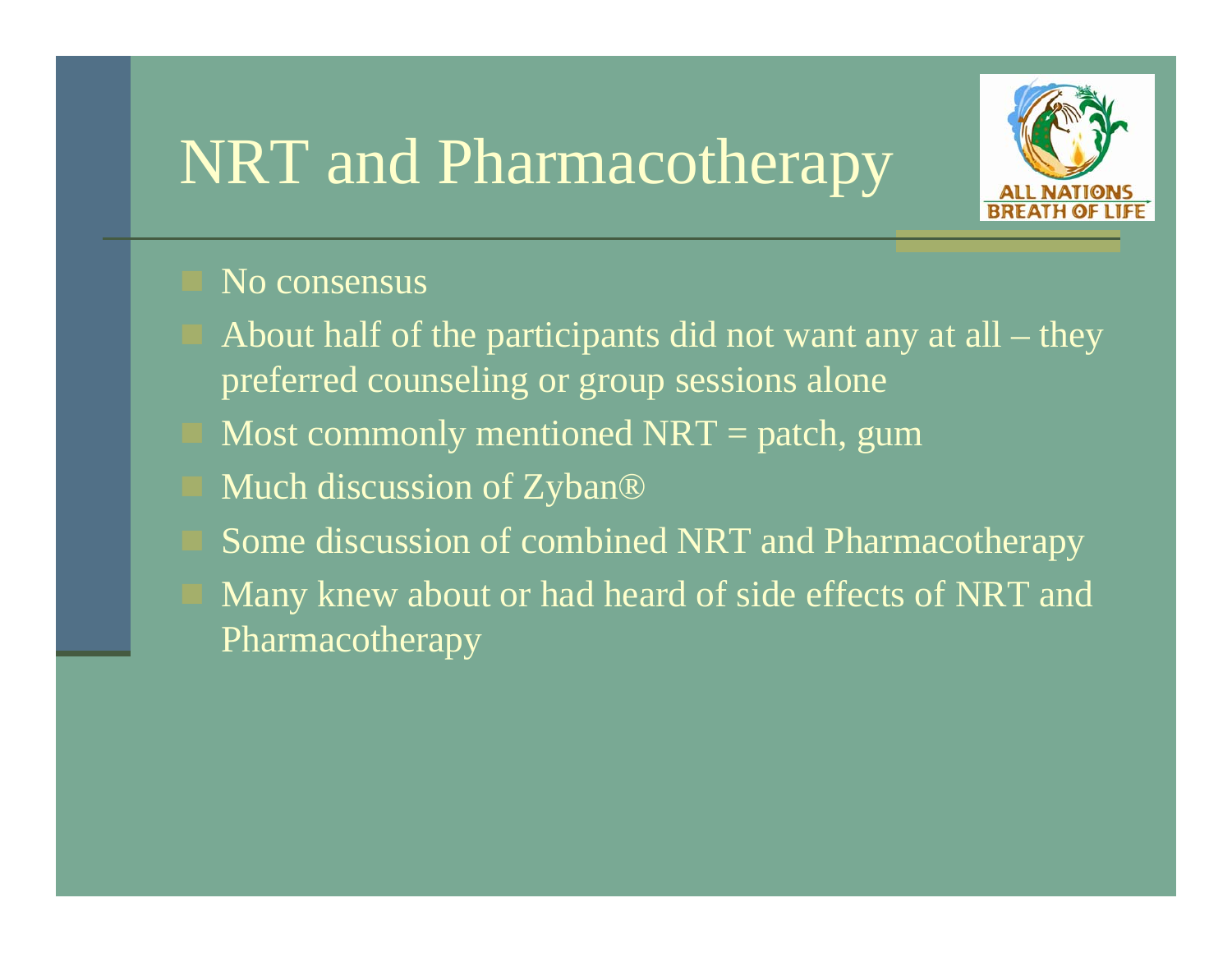# NRT and Pharmacotherapy

- No consensus
- About half of the participants did not want any at all – they preferred counseling or group sessions alone
- Most commonly mentioned NRT = patch, gum
- Much discussion of Zyban®
- Some discussion of combined NRT and Pharmacotherapy
- Many knew about or had heard of side effects of NRT and Pharmacotherapy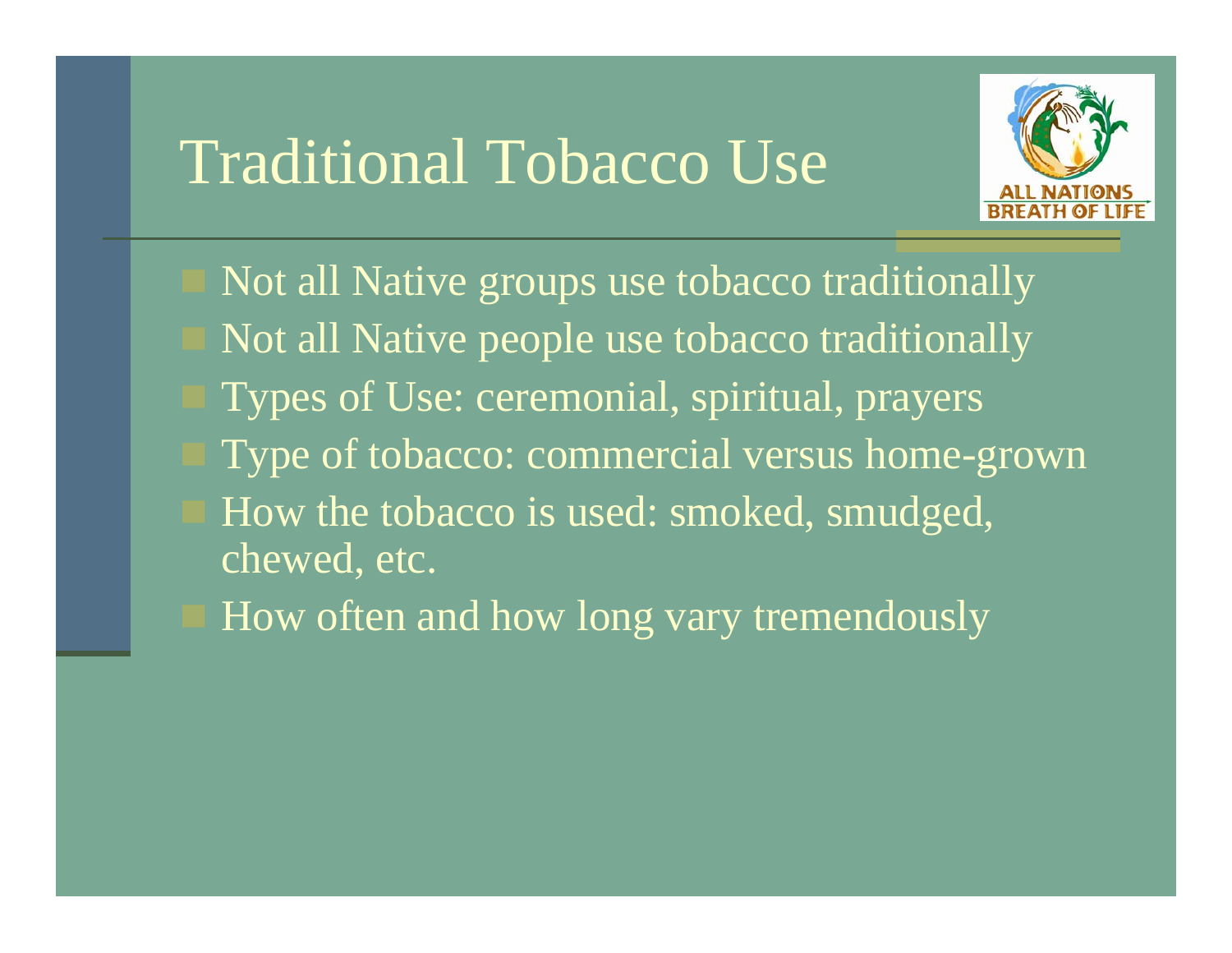# Traditional Tobacco Use

- Not all Native groups use tobacco traditionally
- Not all Native people use tobacco traditionally
- Types of Use: ceremonial, spiritual, prayers
- Type of tobacco: commercial versus home-grown
- How the tobacco is used: smoked, smudged, chewed, etc.
- How often and how long vary tremendously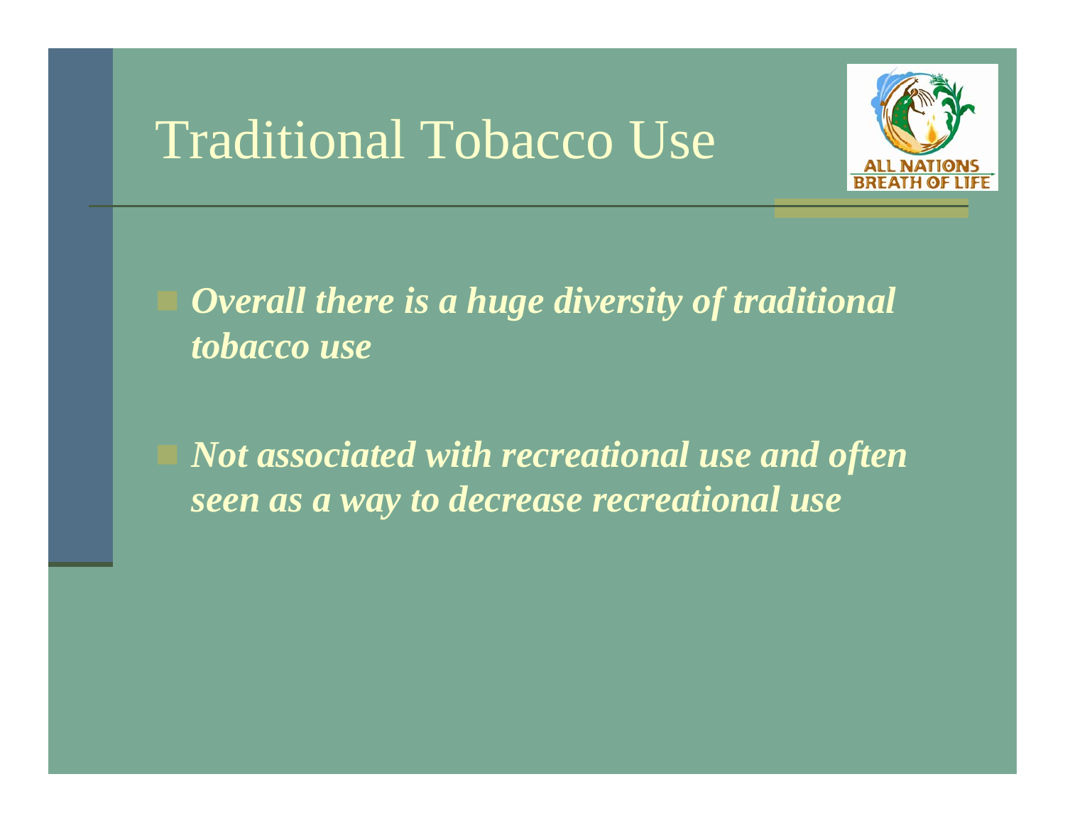# Traditional Tobacco Use

- ***Overall there is a huge diversity of traditional tobacco use***
- ***Not associated with recreational use and often seen as a way to decrease recreational use***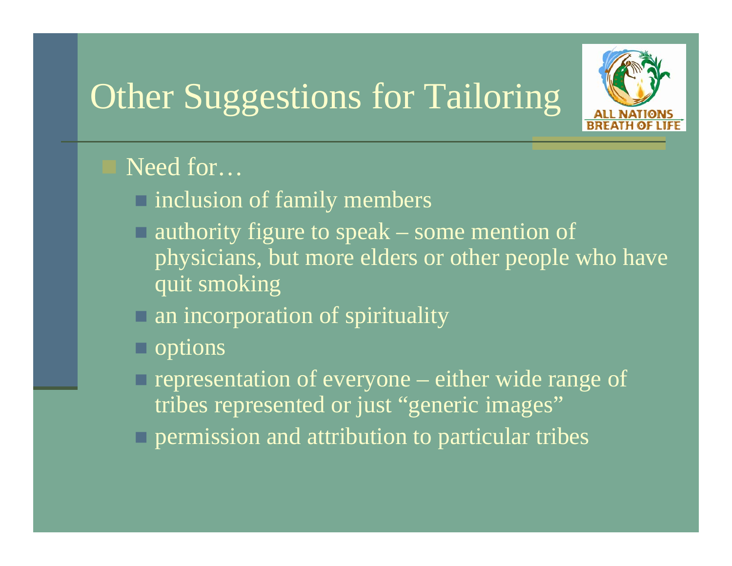# Other Suggestions for Tailoring

- Need for…
  - inclusion of family members
  - authority figure to speak – some mention of physicians, but more elders or other people who have quit smoking
  - an incorporation of spirituality
  - options
  - representation of everyone – either wide range of tribes represented or just "generic images"
  - permission and attribution to particular tribes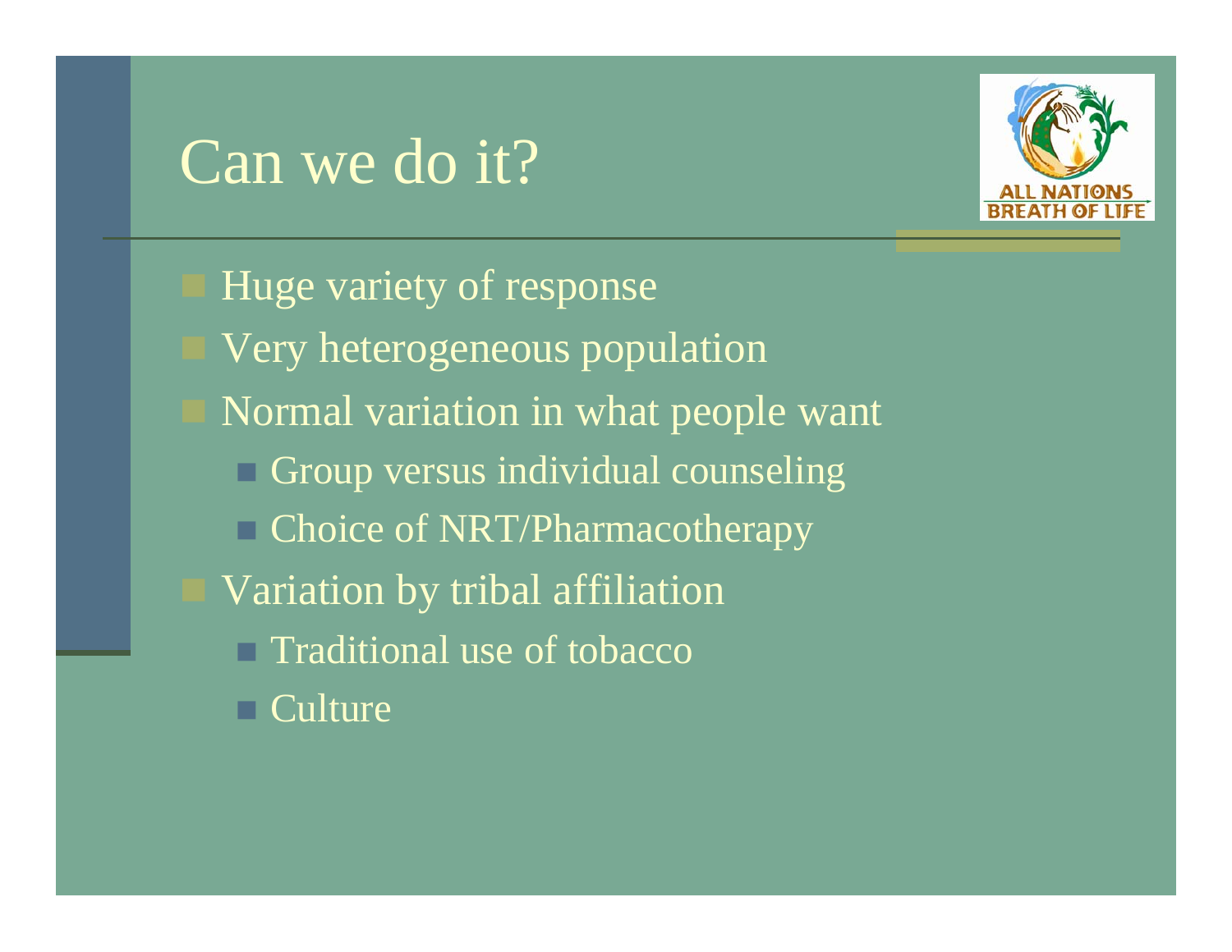# Can we do it?

- Huge variety of response
- Very heterogeneous population
- Normal variation in what people want
  - Group versus individual counseling
  - Choice of NRT/Pharmacotherapy
- Variation by tribal affiliation
  - Traditional use of tobacco
  - Culture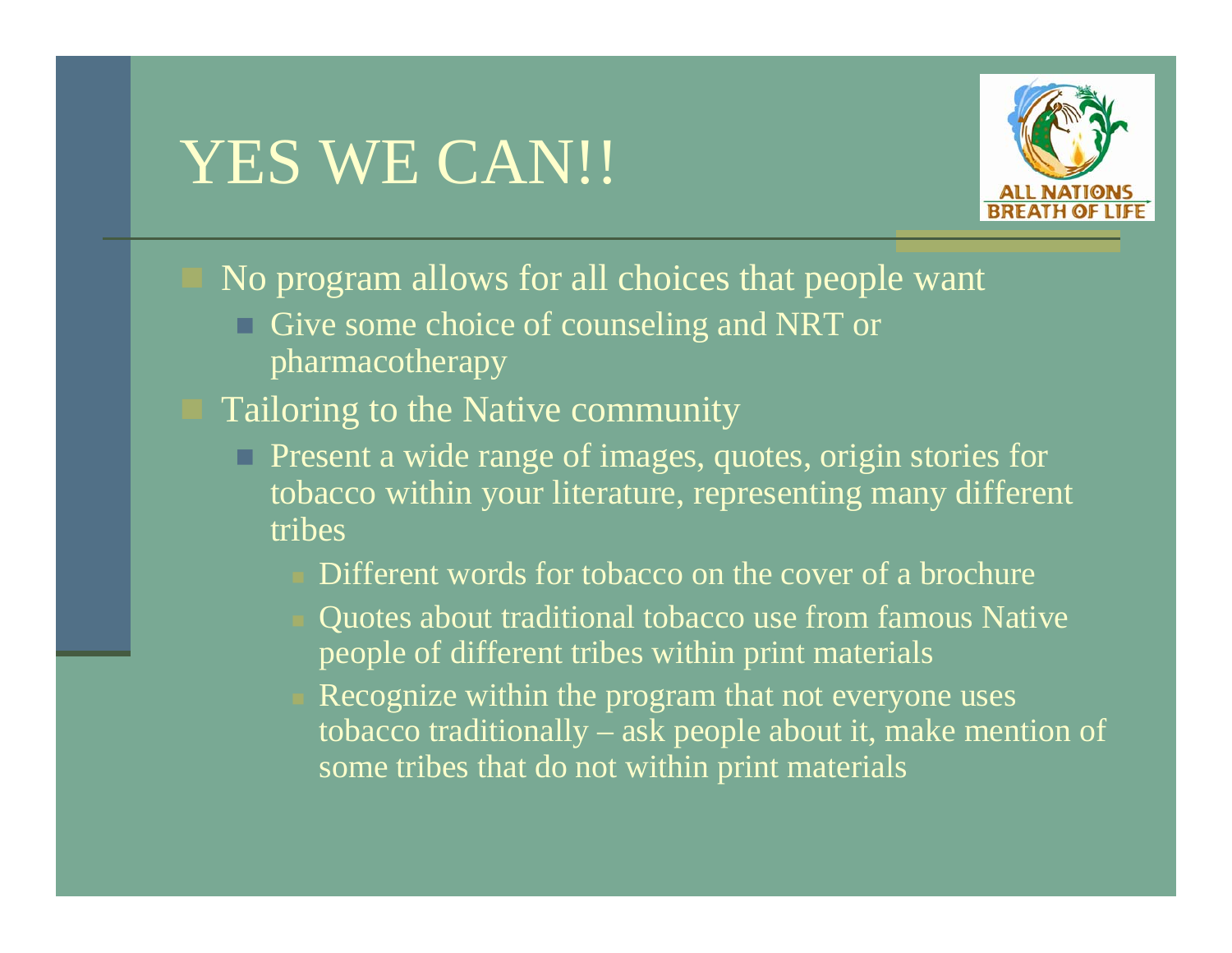# YES WE CAN!!

- No program allows for all choices that people want
  - Give some choice of counseling and NRT or pharmacotherapy
- Tailoring to the Native community
  - Present a wide range of images, quotes, origin stories for tobacco within your literature, representing many different tribes
    - Different words for tobacco on the cover of a brochure
    - Quotes about traditional tobacco use from famous Native people of different tribes within print materials
    - Recognize within the program that not everyone uses tobacco traditionally – ask people about it, make mention of some tribes that do not within print materials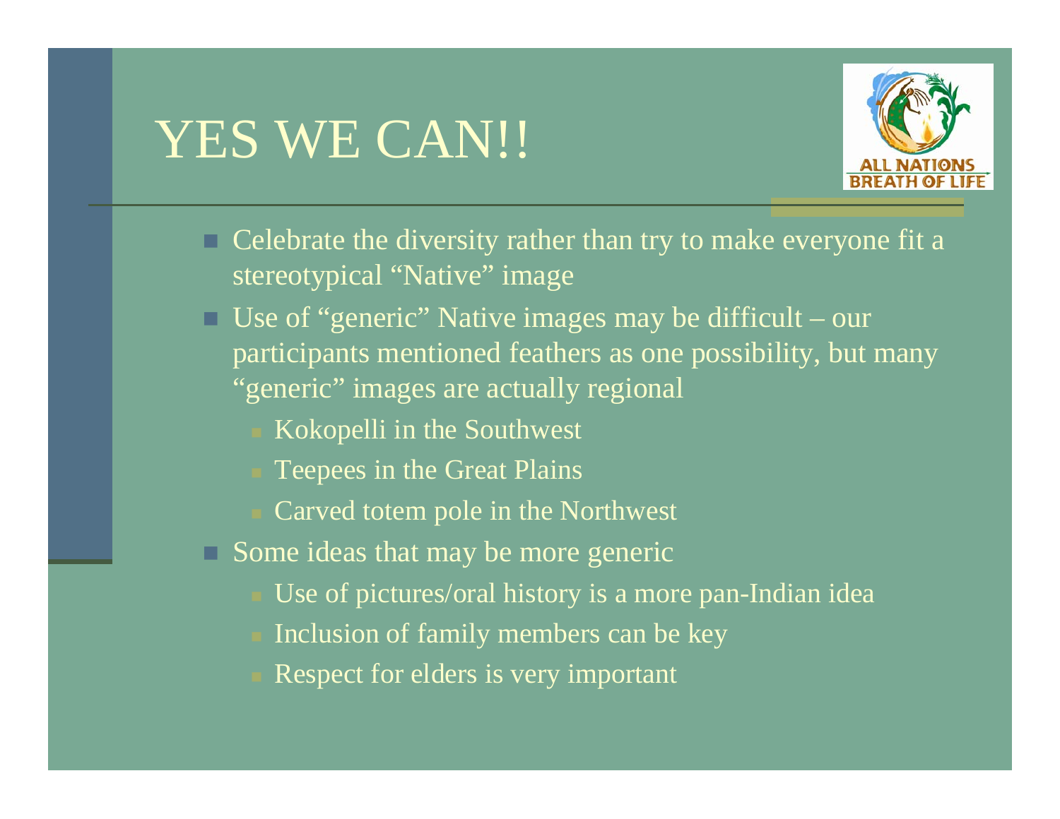# YES WE CAN!!

- Celebrate the diversity rather than try to make everyone fit a stereotypical "Native" image
- Use of "generic" Native images may be difficult – our participants mentioned feathers as one possibility, but many "generic" images are actually regional
  - Kokopelli in the Southwest
  - Teepees in the Great Plains
  - Carved totem pole in the Northwest
- Some ideas that may be more generic
  - Use of pictures/oral history is a more pan-Indian idea
  - Inclusion of family members can be key
  - Respect for elders is very important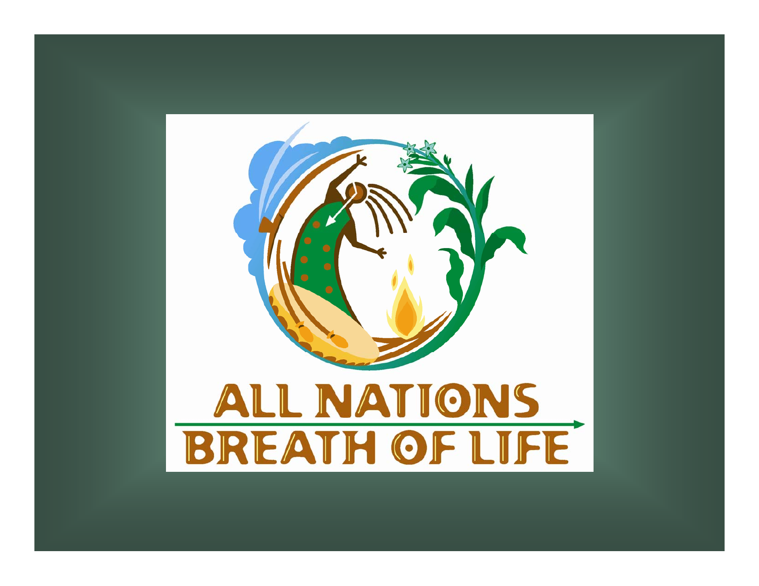# ALL NATIONS BREATH OF LIFE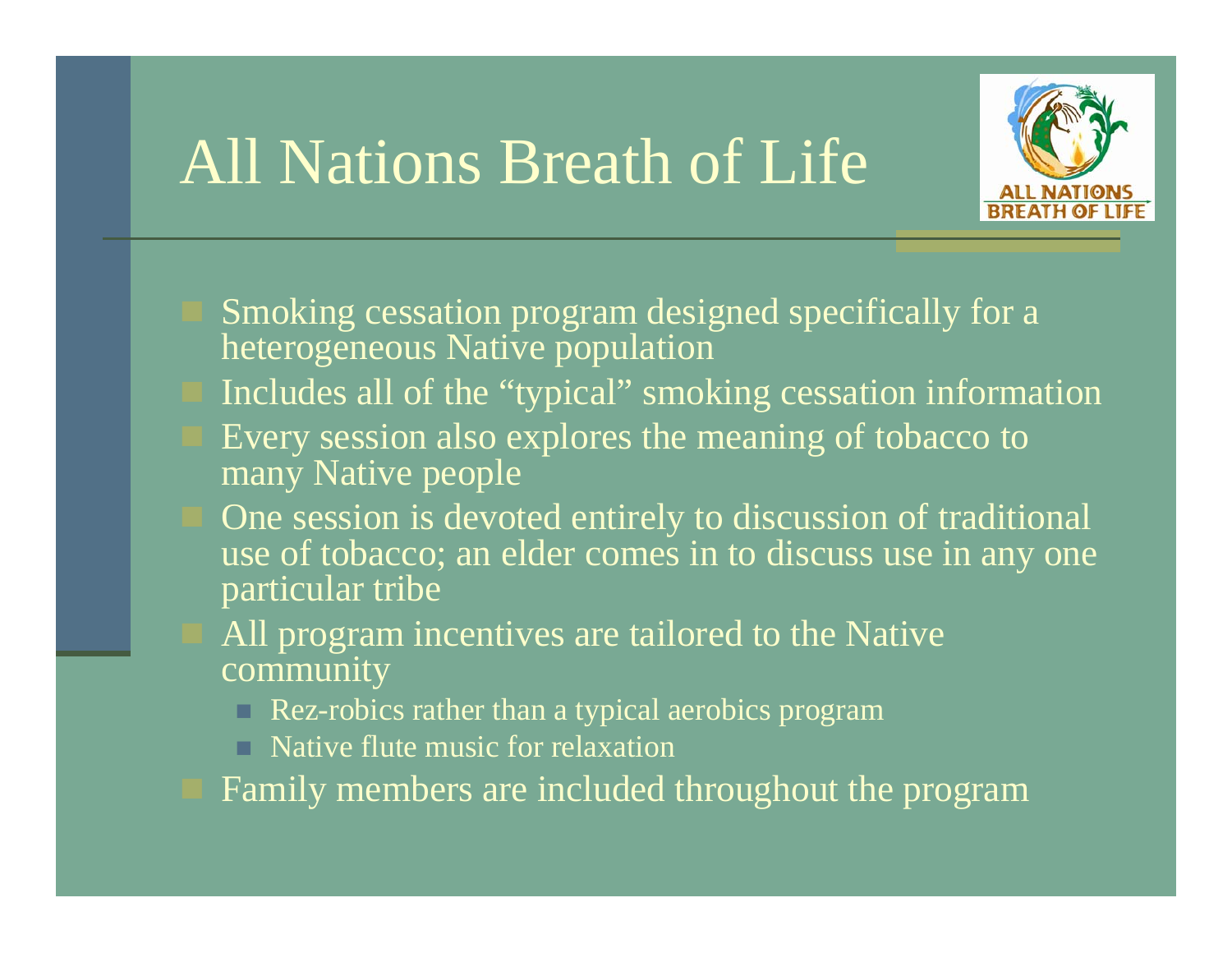# All Nations Breath of Life

- Smoking cessation program designed specifically for a heterogeneous Native population
- Includes all of the "typical" smoking cessation information
- Every session also explores the meaning of tobacco to many Native people
- One session is devoted entirely to discussion of traditional use of tobacco; an elder comes in to discuss use in any one particular tribe
- All program incentives are tailored to the Native community
  - Rez-robics rather than a typical aerobics program
  - Native flute music for relaxation
- Family members are included throughout the program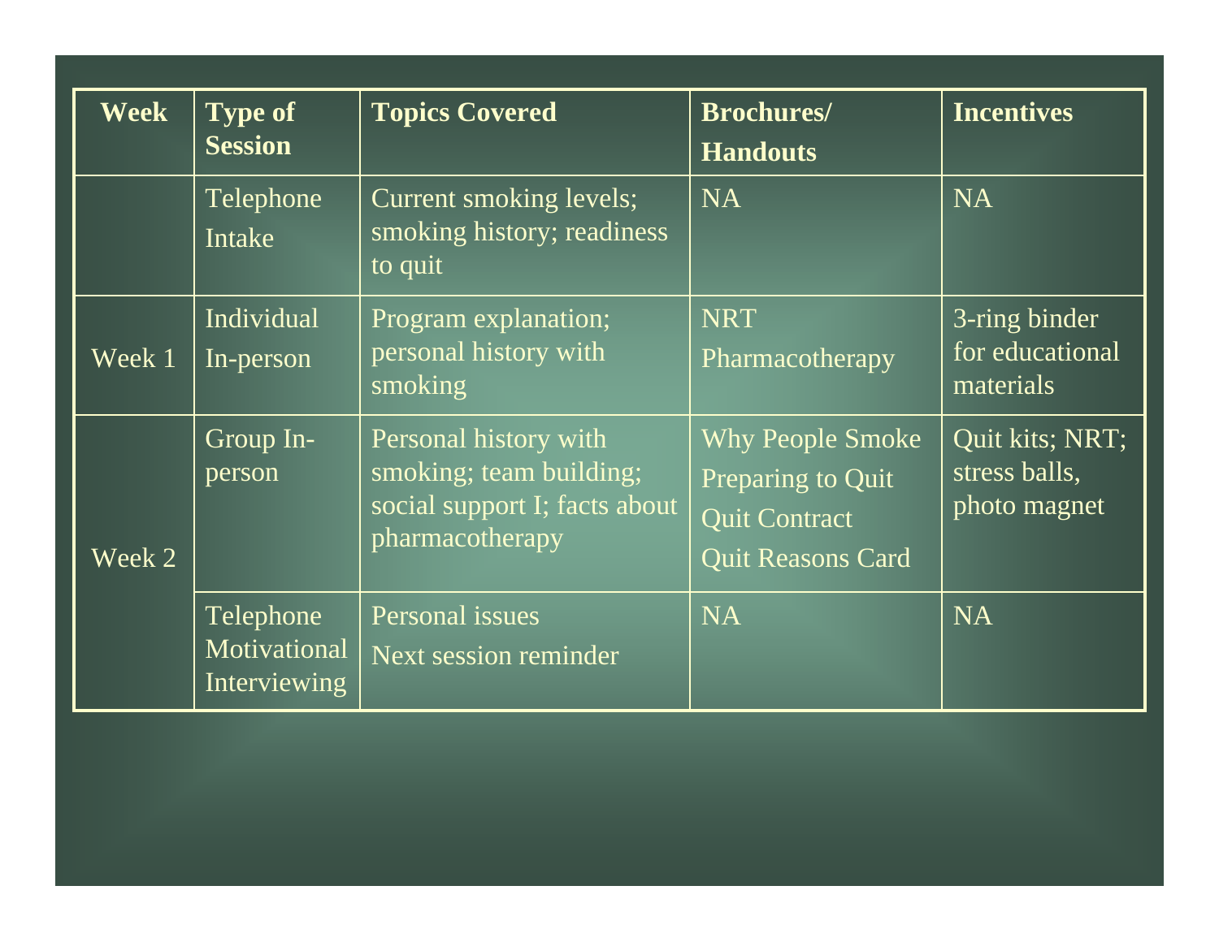| Week | Type of Session | Topics Covered | Brochures/ Handouts | Incentives |
|---|---|---|---|---|
| | Telephone Intake | Current smoking levels; smoking history; readiness to quit | NA | NA |
| Week 1 | Individual In-person | Program explanation; personal history with smoking | NRT<br>Pharmacotherapy | 3-ring binder for educational materials |
| Week 2 | Group In-person | Personal history with smoking; team building; social support I; facts about pharmacotherapy | Why People Smoke<br>Preparing to Quit<br>Quit Contract<br>Quit Reasons Card | Quit kits; NRT; stress balls, photo magnet |
| | Telephone Motivational Interviewing | Personal issues<br>Next session reminder | NA | NA |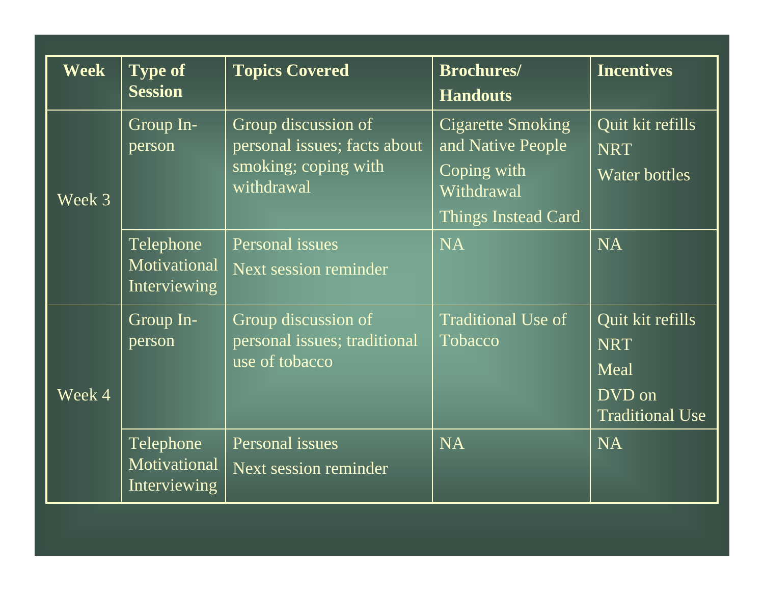| Week | Type of Session | Topics Covered | Brochures/ Handouts | Incentives |
|---|---|---|---|---|
| Week 3 | Group In-person | Group discussion of personal issues; facts about smoking; coping with withdrawal | Cigarette Smoking and Native People<br>Coping with Withdrawal<br>Things Instead Card | Quit kit refills<br>NRT<br>Water bottles |
| | Telephone Motivational Interviewing | Personal issues<br>Next session reminder | NA | NA |
| Week 4 | Group In-person | Group discussion of personal issues; traditional use of tobacco | Traditional Use of Tobacco | Quit kit refills<br>NRT<br>Meal<br>DVD on Traditional Use |
| | Telephone Motivational Interviewing | Personal issues<br>Next session reminder | NA | NA |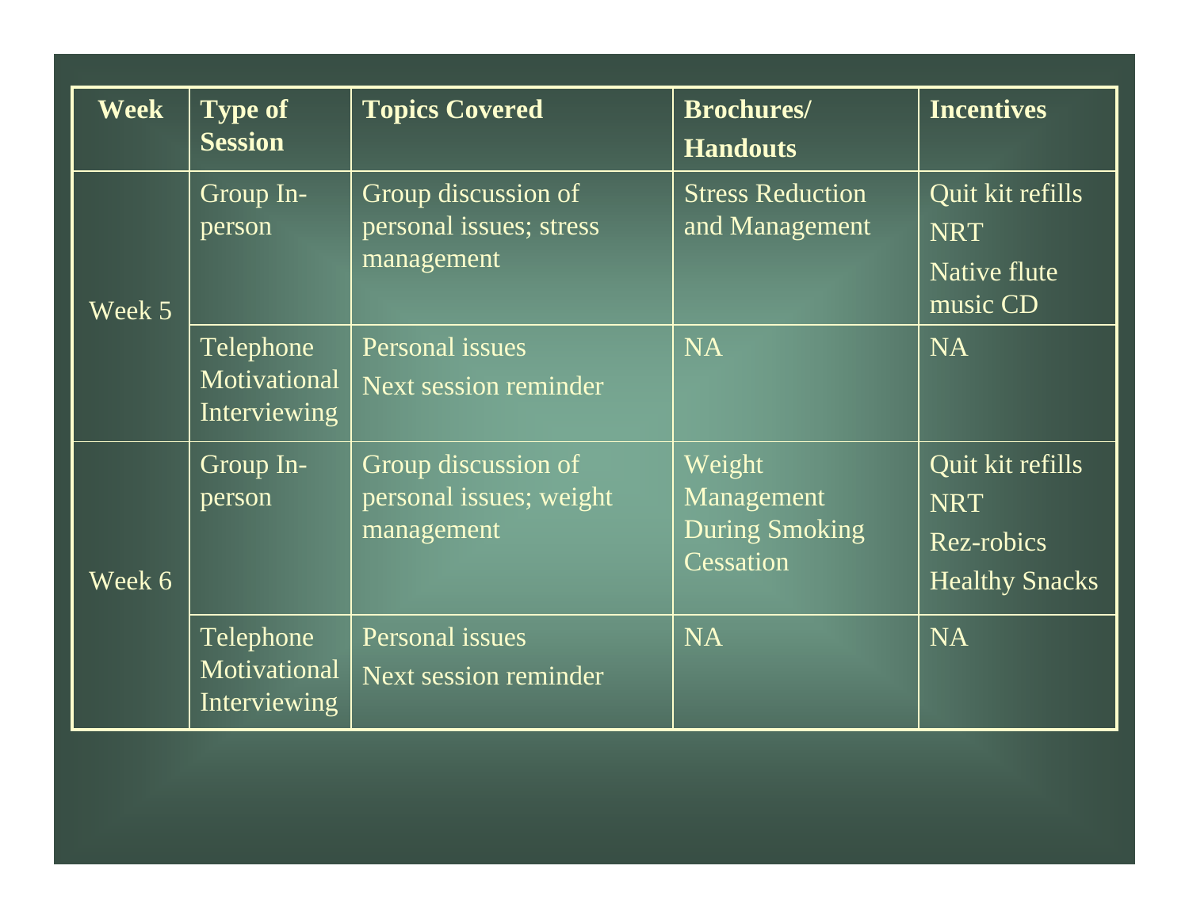| Week | Type of Session | Topics Covered | Brochures/ Handouts | Incentives |
|---|---|---|---|---|
| Week 5 | Group In-person | Group discussion of personal issues; stress management | Stress Reduction and Management | Quit kit refills<br>NRT<br>Native flute music CD |
| | Telephone Motivational Interviewing | Personal issues<br>Next session reminder | NA | NA |
| Week 6 | Group In-person | Group discussion of personal issues; weight management | Weight Management During Smoking Cessation | Quit kit refills<br>NRT<br>Rez-robics<br>Healthy Snacks |
| | Telephone Motivational Interviewing | Personal issues<br>Next session reminder | NA | NA |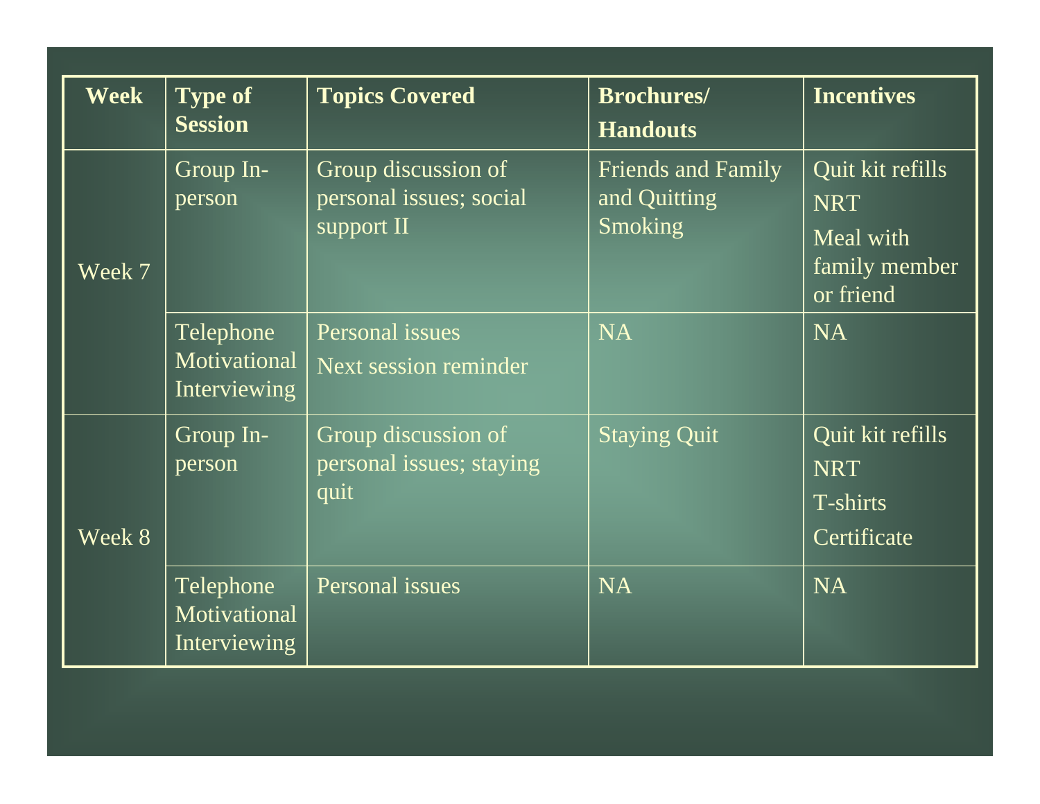| Week | Type of Session | Topics Covered | Brochures/ Handouts | Incentives |
|---|---|---|---|---|
| Week 7 | Group In-person | Group discussion of personal issues; social support II | Friends and Family and Quitting Smoking | Quit kit refills<br>NRT<br>Meal with family member or friend |
| | Telephone Motivational Interviewing | Personal issues<br>Next session reminder | NA | NA |
| Week 8 | Group In-person | Group discussion of personal issues; staying quit | Staying Quit | Quit kit refills<br>NRT<br>T-shirts<br>Certificate |
| | Telephone Motivational Interviewing | Personal issues | NA | NA |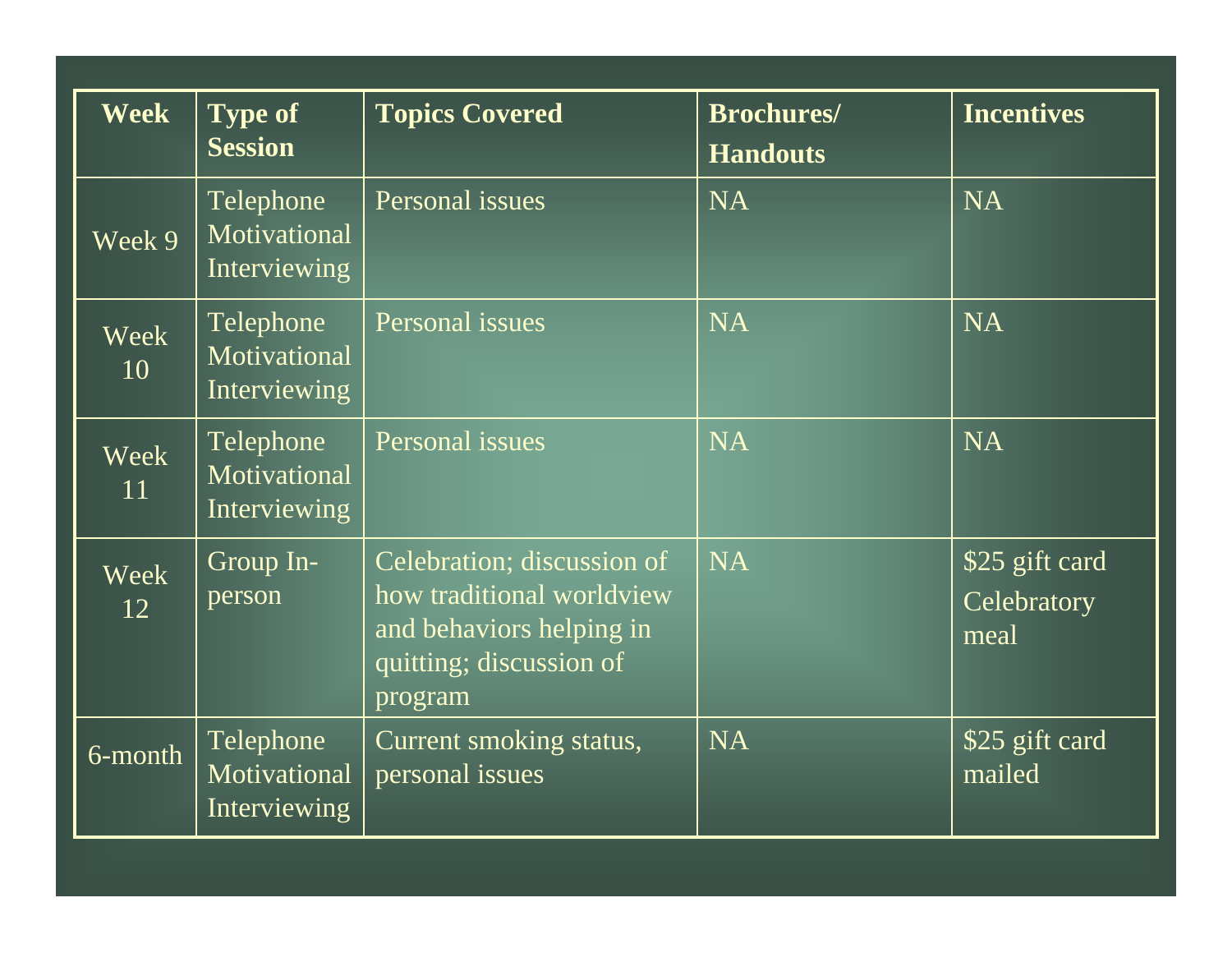| Week | Type of Session | Topics Covered | Brochures/ Handouts | Incentives |
|---|---|---|---|---|
| Week 9 | Telephone Motivational Interviewing | Personal issues | NA | NA |
| Week 10 | Telephone Motivational Interviewing | Personal issues | NA | NA |
| Week 11 | Telephone Motivational Interviewing | Personal issues | NA | NA |
| Week 12 | Group In-person | Celebration; discussion of how traditional worldview and behaviors helping in quitting; discussion of program | NA | $25 gift card Celebratory meal |
| 6-month | Telephone Motivational Interviewing | Current smoking status, personal issues | NA | $25 gift card mailed |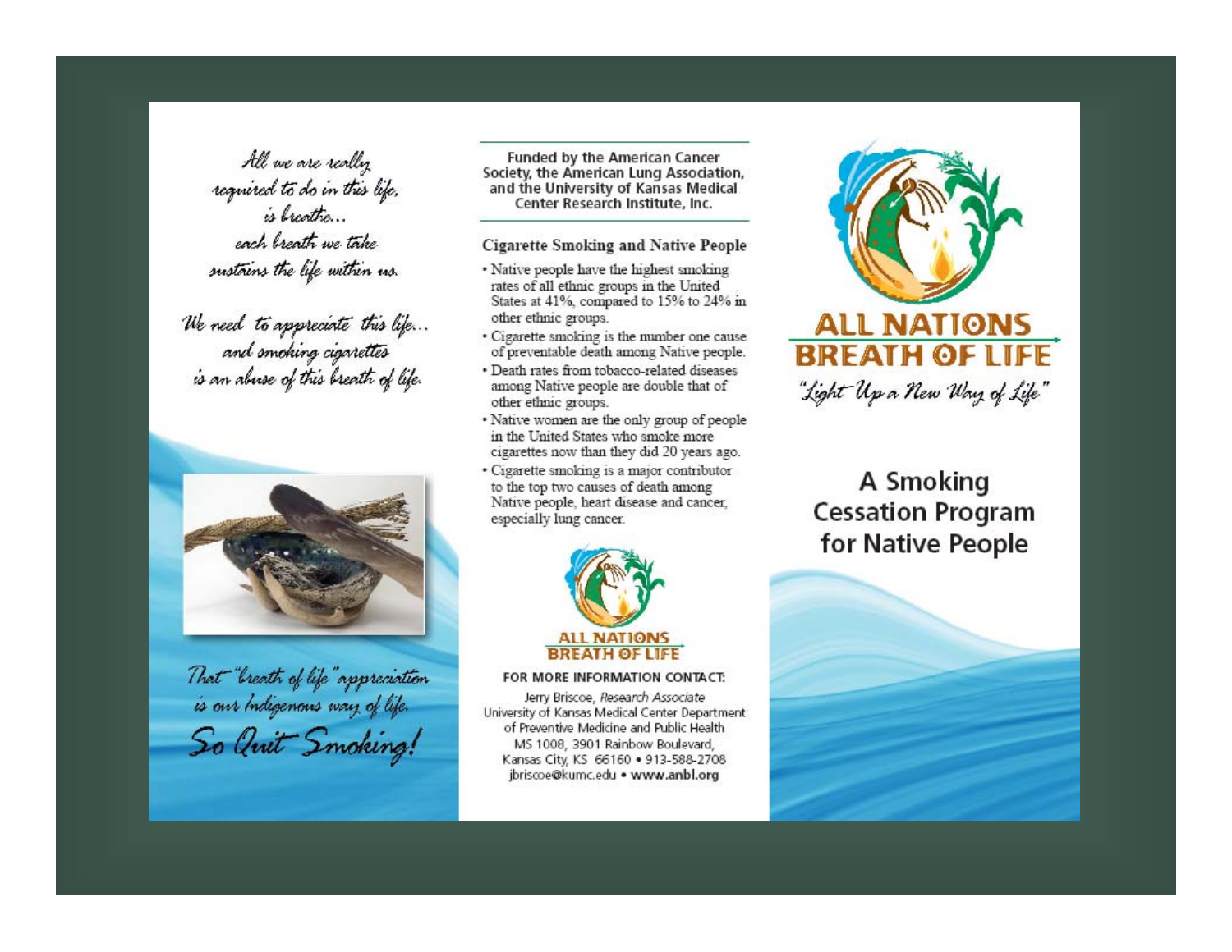*All we are really required to do in this life, is breathe... each breath we take sustains the life within us.*

*We need to appreciate this life... and smoking cigarettes is an abuse of this breath of life.*

*That "breath of life" appreciation is our Indigenous way of life.*

***So Quit Smoking!***

**Funded by the American Cancer Society, the American Lung Association, and the University of Kansas Medical Center Research Institute, Inc.**

## Cigarette Smoking and Native People

- Native people have the highest smoking rates of all ethnic groups in the United States at 41%, compared to 15% to 24% in other ethnic groups.
- Cigarette smoking is the number one cause of preventable death among Native people.
- Death rates from tobacco-related diseases among Native people are double that of other ethnic groups.
- Native women are the only group of people in the United States who smoke more cigarettes now than they did 20 years ago.
- Cigarette smoking is a major contributor to the top two causes of death among Native people, heart disease and cancer, especially lung cancer.

ALL NATIONS BREATH OF LIFE

**FOR MORE INFORMATION CONTACT:**

Jerry Briscoe, *Research Associate*
University of Kansas Medical Center Department of Preventive Medicine and Public Health
MS 1008, 3901 Rainbow Boulevard,
Kansas City, KS 66160 • 913-588-2708
jbriscoe@kumc.edu • **www.anbl.org**

# ALL NATIONS BREATH OF LIFE

*"Light Up a New Way of Life"*

## A Smoking Cessation Program for Native People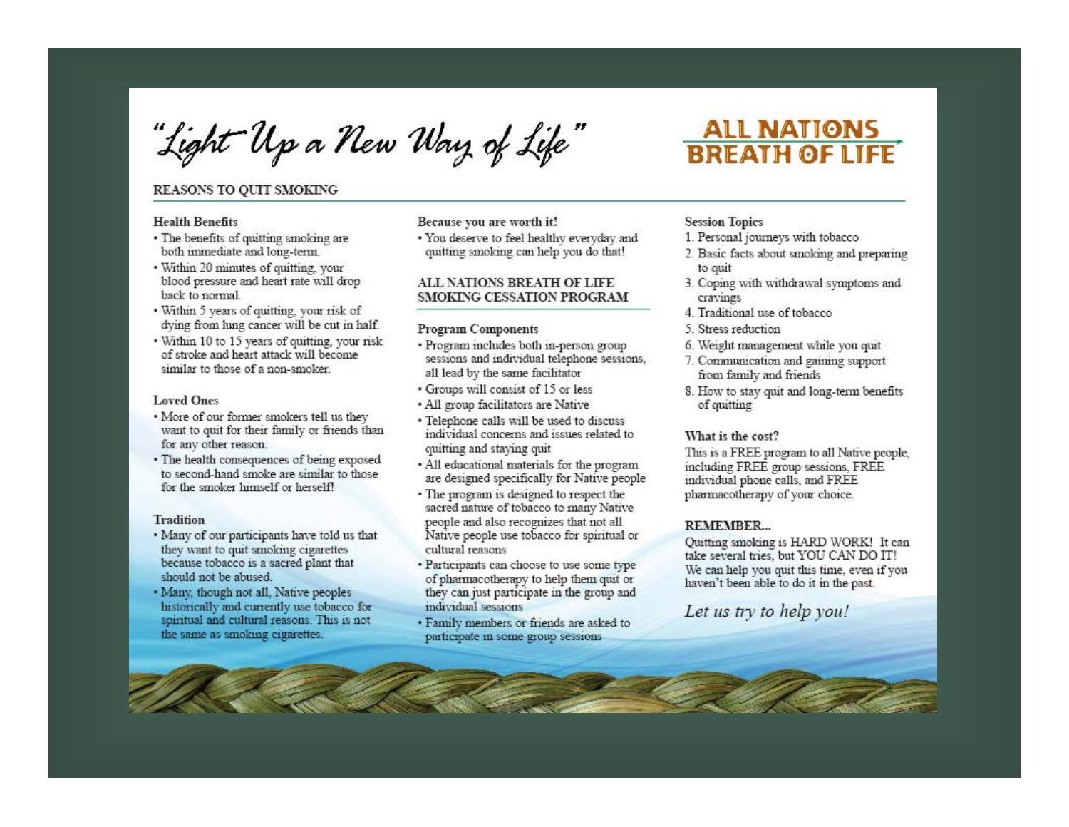# "Light Up a New Way of Life"

**ALL NATIONS BREATH OF LIFE**

## REASONS TO QUIT SMOKING

### Health Benefits

- The benefits of quitting smoking are both immediate and long-term.
- Within 20 minutes of quitting, your blood pressure and heart rate will drop back to normal.
- Within 5 years of quitting, your risk of dying from lung cancer will be cut in half.
- Within 10 to 15 years of quitting, your risk of stroke and heart attack will become similar to those of a non-smoker.

### Loved Ones

- More of our former smokers tell us they want to quit for their family or friends than for any other reason.
- The health consequences of being exposed to second-hand smoke are similar to those for the smoker himself or herself!

### Tradition

- Many of our participants have told us that they want to quit smoking cigarettes because tobacco is a sacred plant that should not be abused.
- Many, though not all, Native peoples historically and currently use tobacco for spiritual and cultural reasons. This is not the same as smoking cigarettes.

### Because you are worth it!

- You deserve to feel healthy everyday and quitting smoking can help you do that!

## ALL NATIONS BREATH OF LIFE SMOKING CESSATION PROGRAM

### Program Components

- Program includes both in-person group sessions and individual telephone sessions, all lead by the same facilitator
- Groups will consist of 15 or less
- All group facilitators are Native
- Telephone calls will be used to discuss individual concerns and issues related to quitting and staying quit
- All educational materials for the program are designed specifically for Native people
- The program is designed to respect the sacred nature of tobacco to many Native people and also recognizes that not all Native people use tobacco for spiritual or cultural reasons
- Participants can choose to use some type of pharmacotherapy to help them quit or they can just participate in the group and individual sessions
- Family members or friends are asked to participate in some group sessions

### Session Topics

1. Personal journeys with tobacco
2. Basic facts about smoking and preparing to quit
3. Coping with withdrawal symptoms and cravings
4. Traditional use of tobacco
5. Stress reduction
6. Weight management while you quit
7. Communication and gaining support from family and friends
8. How to stay quit and long-term benefits of quitting

### What is the cost?

This is a FREE program to all Native people, including FREE group sessions, FREE individual phone calls, and FREE pharmacotherapy of your choice.

### REMEMBER...

Quitting smoking is HARD WORK! It can take several tries, but YOU CAN DO IT! We can help you quit this time, even if you haven't been able to do it in the past.

*Let us try to help you!*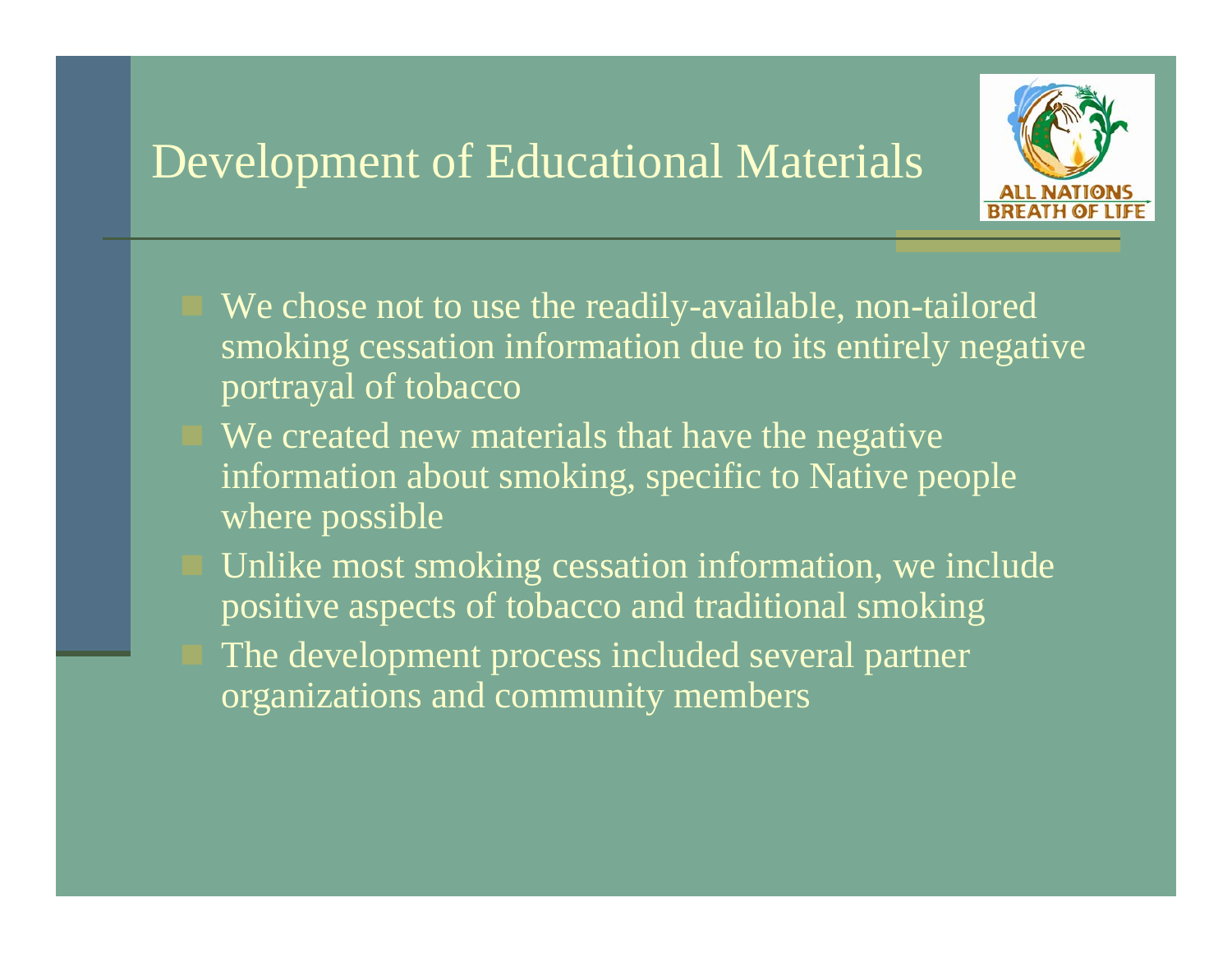# Development of Educational Materials

- We chose not to use the readily-available, non-tailored smoking cessation information due to its entirely negative portrayal of tobacco
- We created new materials that have the negative information about smoking, specific to Native people where possible
- Unlike most smoking cessation information, we include positive aspects of tobacco and traditional smoking
- The development process included several partner organizations and community members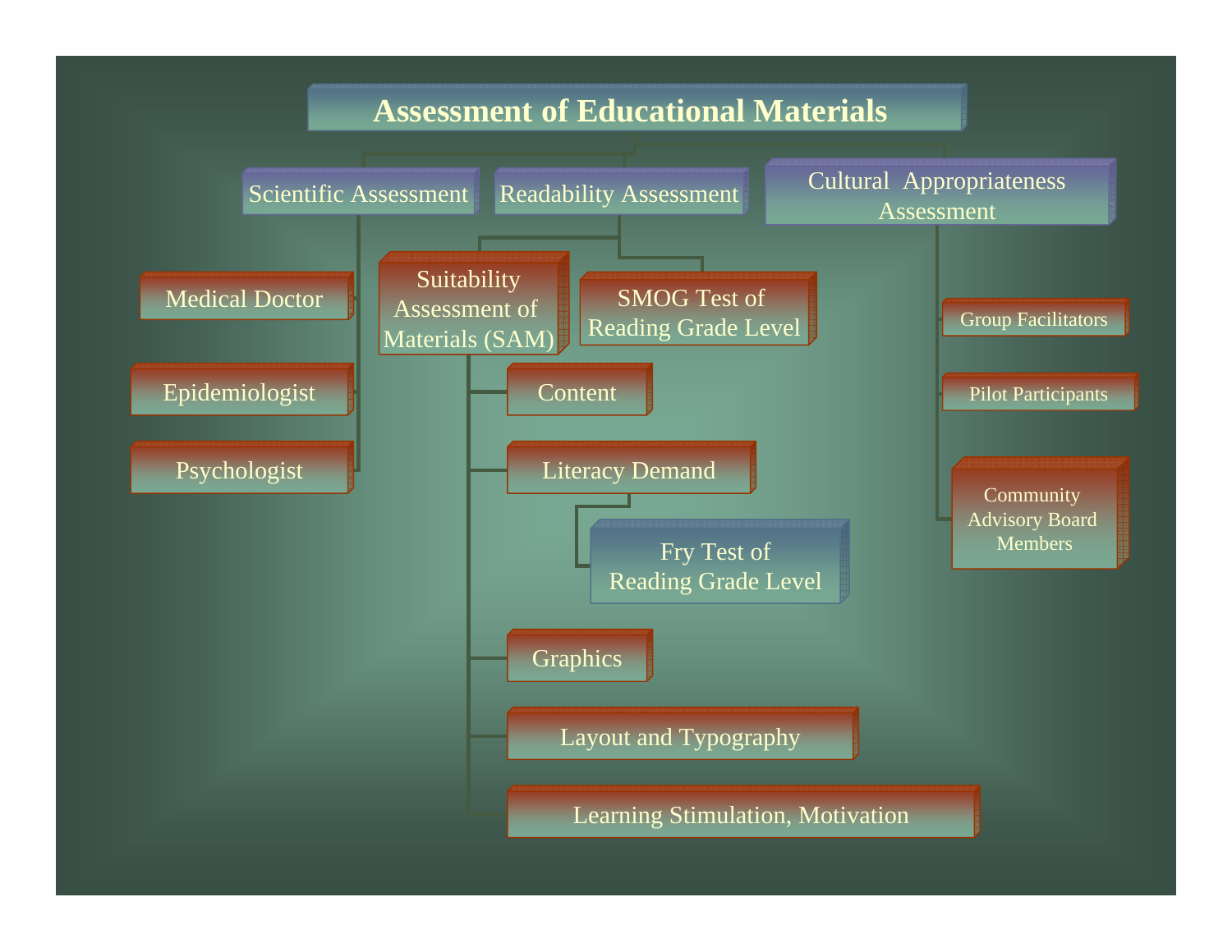# Assessment of Educational Materials

- **Scientific Assessment**
  - Medical Doctor
  - Epidemiologist
  - Psychologist
- **Readability Assessment**
  - Suitability Assessment of Materials (SAM)
    - Content
    - Literacy Demand
      - Fry Test of Reading Grade Level
    - Graphics
    - Layout and Typography
    - Learning Stimulation, Motivation
  - SMOG Test of Reading Grade Level
- **Cultural Appropriateness Assessment**
  - Group Facilitators
  - Pilot Participants
  - Community Advisory Board Members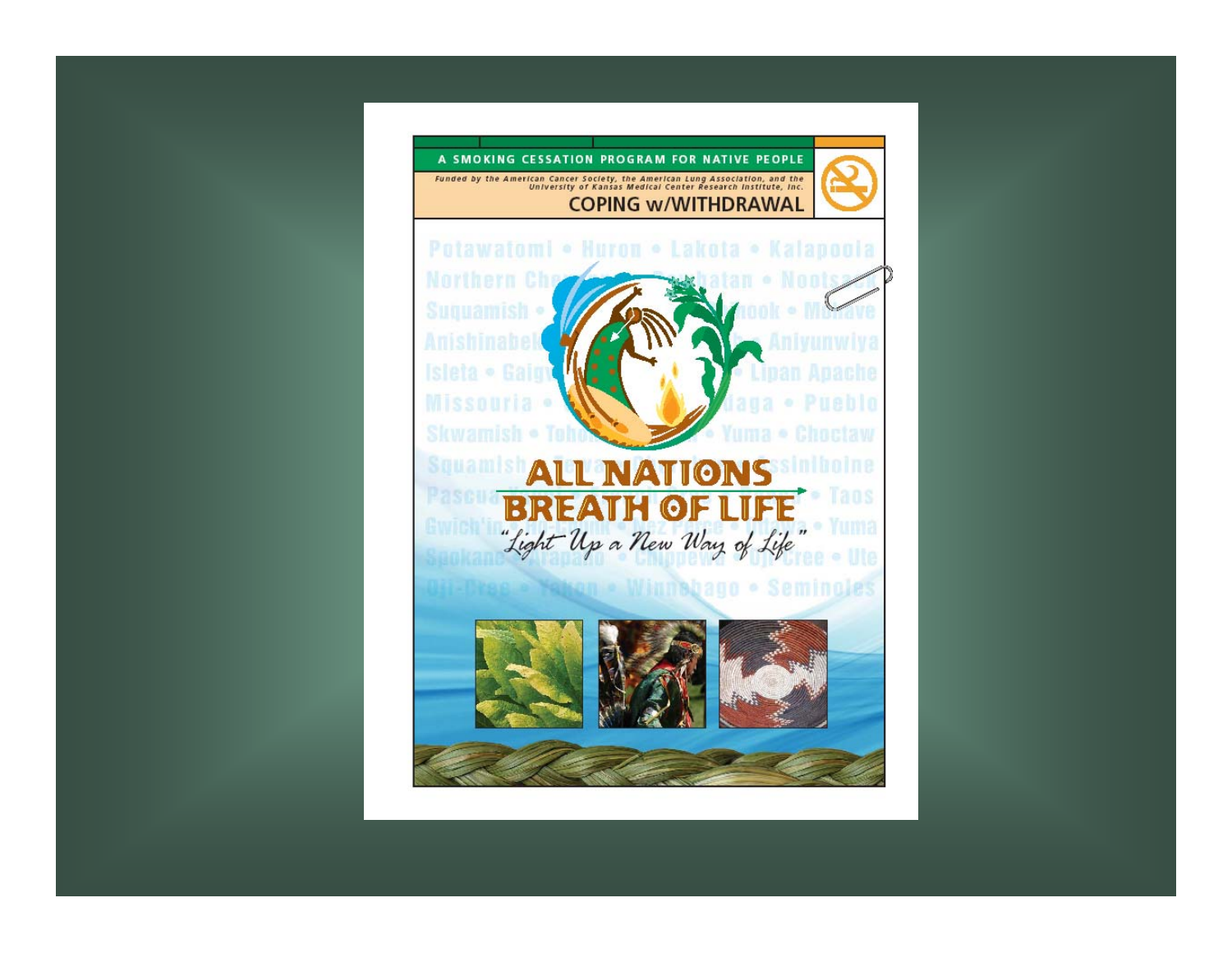A SMOKING CESSATION PROGRAM FOR NATIVE PEOPLE

Funded by the American Cancer Society, the American Lung Association, and the University of Kansas Medical Center Research Institute, Inc.

COPING w/WITHDRAWAL

# ALL NATIONS BREATH OF LIFE

*"Light Up a New Way of Life"*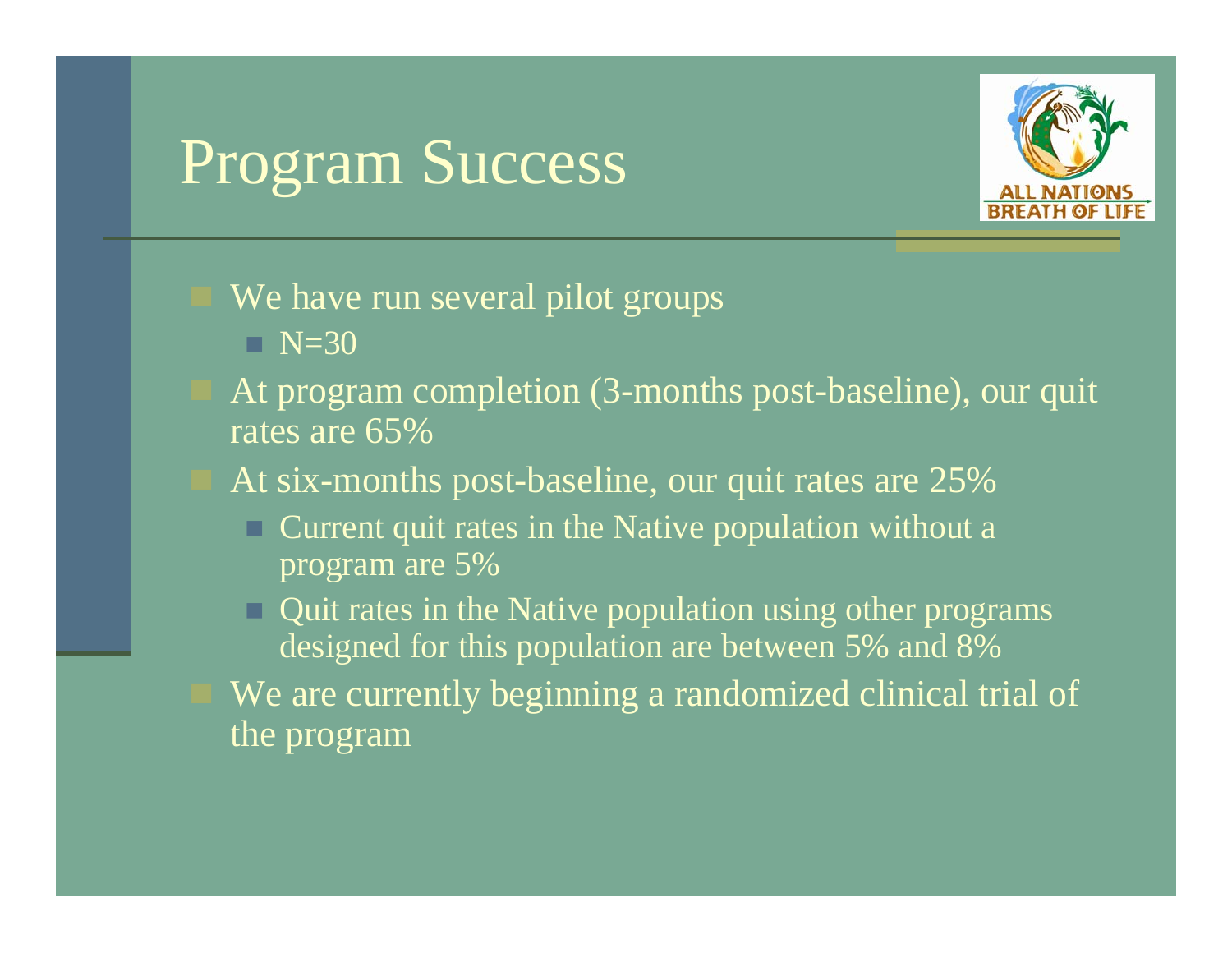# Program Success

- We have run several pilot groups
  - N=30
- At program completion (3-months post-baseline), our quit rates are 65%
- At six-months post-baseline, our quit rates are 25%
  - Current quit rates in the Native population without a program are 5%
  - Quit rates in the Native population using other programs designed for this population are between 5% and 8%
- We are currently beginning a randomized clinical trial of the program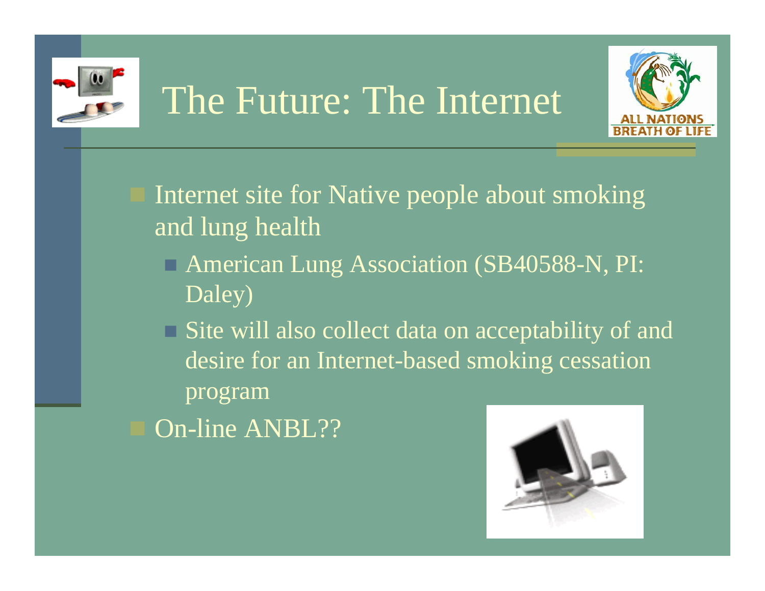# The Future: The Internet

- Internet site for Native people about smoking and lung health
  - American Lung Association (SB40588-N, PI: Daley)
  - Site will also collect data on acceptability of and desire for an Internet-based smoking cessation program
- On-line ANBL??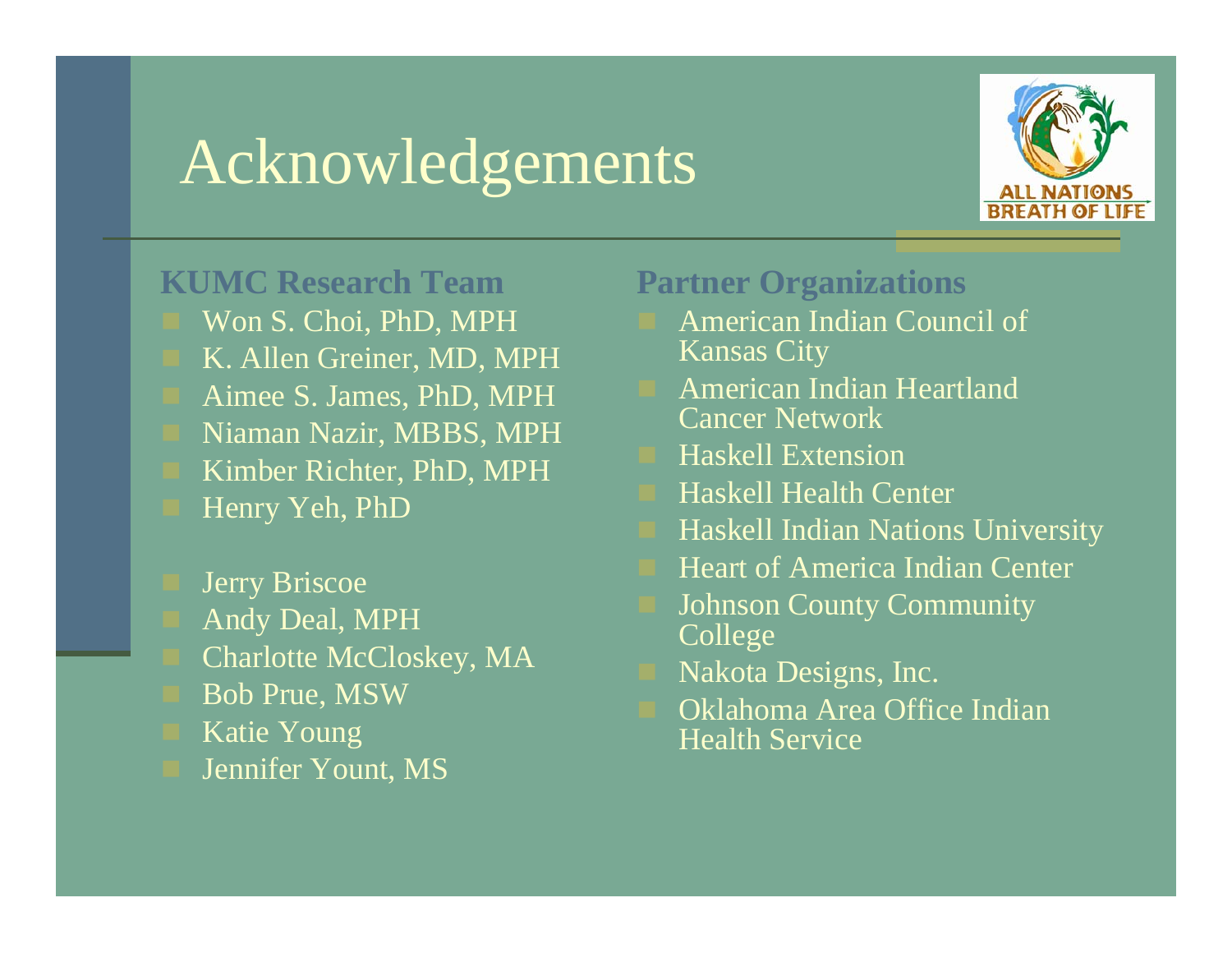# Acknowledgements

ALL NATIONS BREATH OF LIFE

### KUMC Research Team

- Won S. Choi, PhD, MPH
- K. Allen Greiner, MD, MPH
- Aimee S. James, PhD, MPH
- Niaman Nazir, MBBS, MPH
- Kimber Richter, PhD, MPH
- Henry Yeh, PhD

- Jerry Briscoe
- Andy Deal, MPH
- Charlotte McCloskey, MA
- Bob Prue, MSW
- Katie Young
- Jennifer Yount, MS

### Partner Organizations

- American Indian Council of Kansas City
- American Indian Heartland Cancer Network
- Haskell Extension
- Haskell Health Center
- Haskell Indian Nations University
- Heart of America Indian Center
- Johnson County Community College
- Nakota Designs, Inc.
- Oklahoma Area Office Indian Health Service